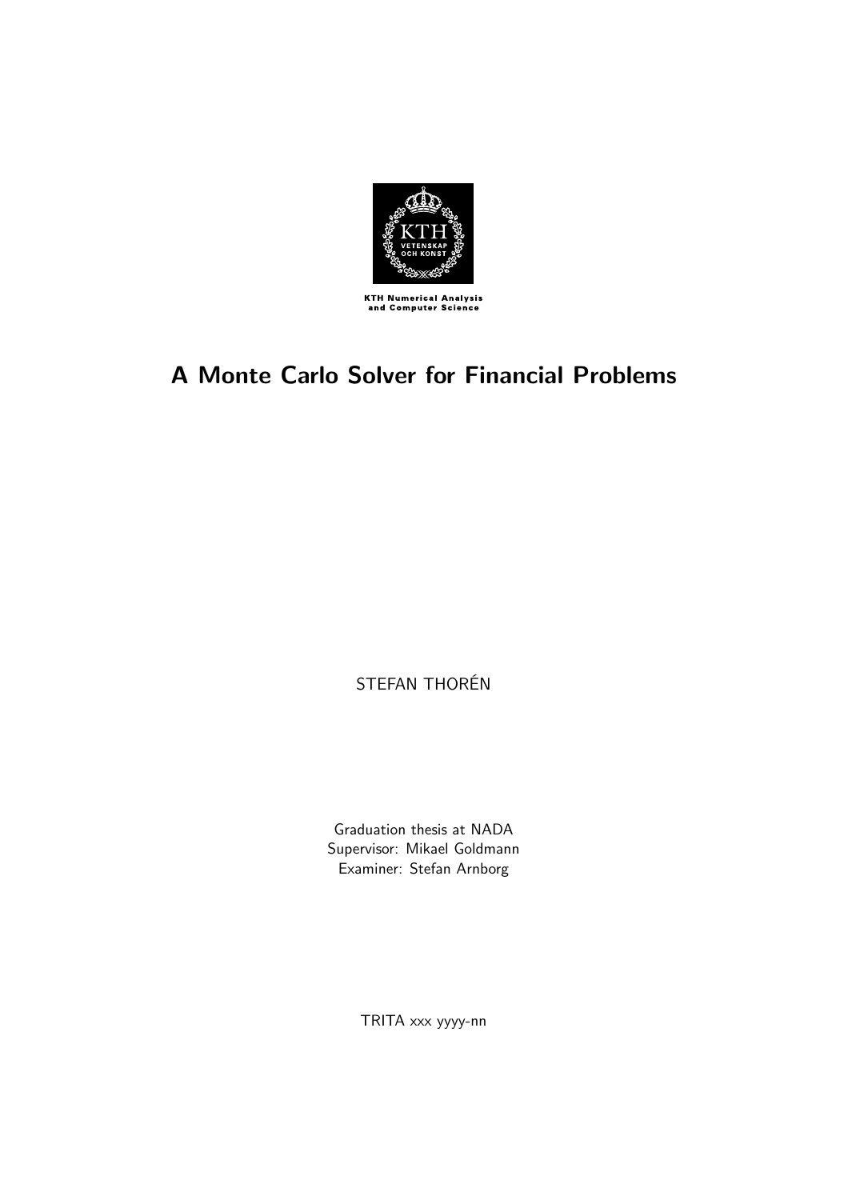KTH Numerical Analysis and Computer Science

# A Monte Carlo Solver for Financial Problems

STEFAN THORÉN

Graduation thesis at NADA
Supervisor: Mikael Goldmann
Examiner: Stefan Arnborg

TRITA xxx yyyy-nn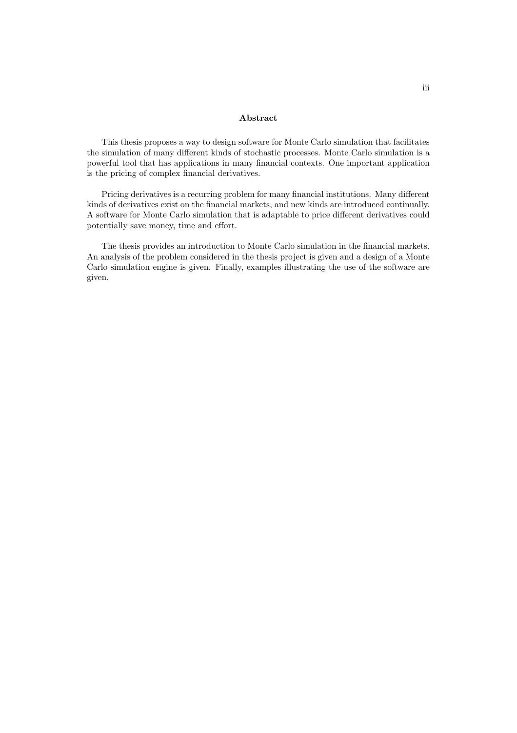## Abstract

This thesis proposes a way to design software for Monte Carlo simulation that facilitates the simulation of many different kinds of stochastic processes. Monte Carlo simulation is a powerful tool that has applications in many financial contexts. One important application is the pricing of complex financial derivatives.

Pricing derivatives is a recurring problem for many financial institutions. Many different kinds of derivatives exist on the financial markets, and new kinds are introduced continually. A software for Monte Carlo simulation that is adaptable to price different derivatives could potentially save money, time and effort.

The thesis provides an introduction to Monte Carlo simulation in the financial markets. An analysis of the problem considered in the thesis project is given and a design of a Monte Carlo simulation engine is given. Finally, examples illustrating the use of the software are given.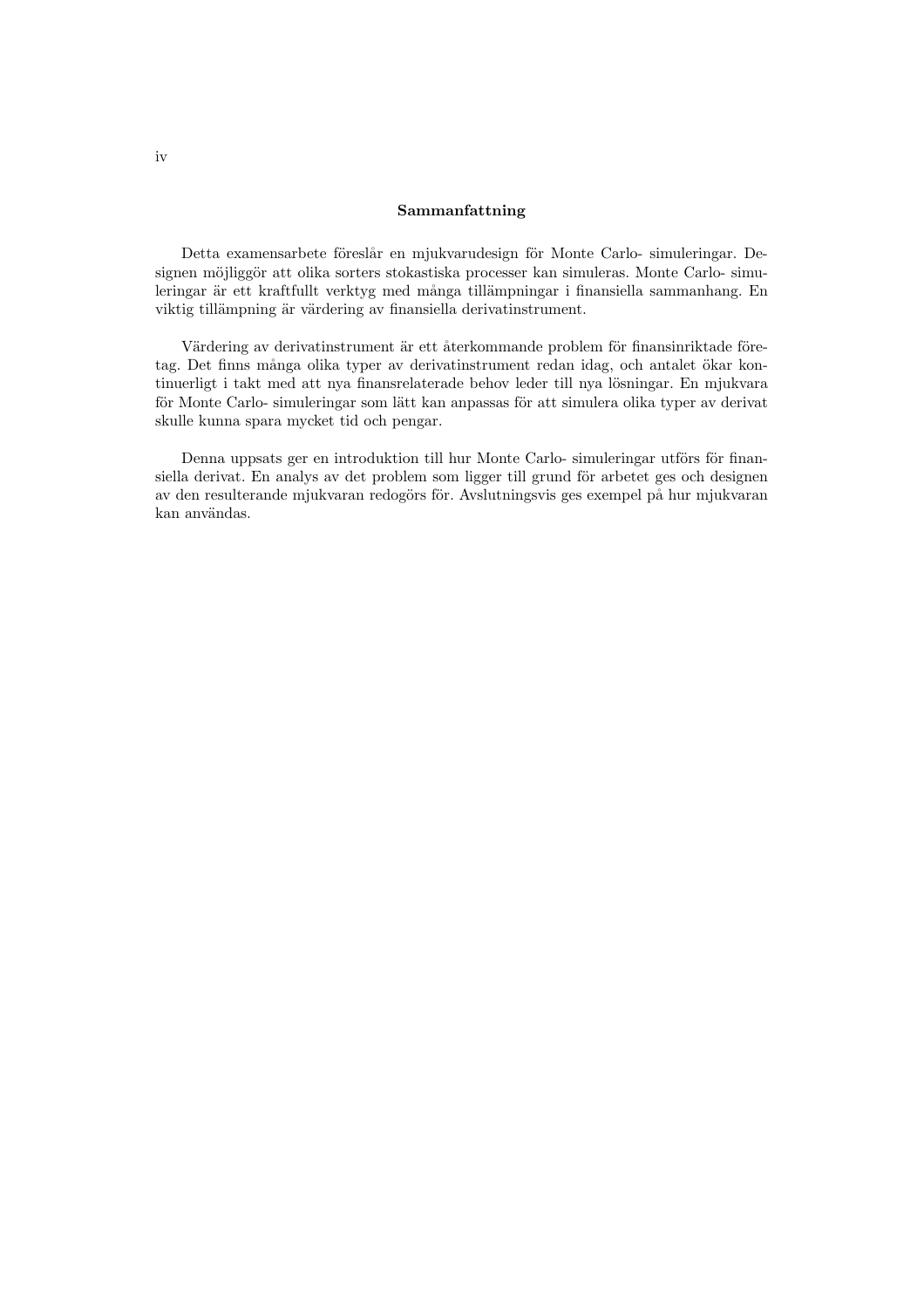## Sammanfattning

Detta examensarbete föreslår en mjukvarudesign för Monte Carlo- simuleringar. Designen möjliggör att olika sorters stokastiska processer kan simuleras. Monte Carlo- simuleringar är ett kraftfullt verktyg med många tillämpningar i finansiella sammanhang. En viktig tillämpning är värdering av finansiella derivatinstrument.

Värdering av derivatinstrument är ett återkommande problem för finansinriktade företag. Det finns många olika typer av derivatinstrument redan idag, och antalet ökar kontinuerligt i takt med att nya finansrelaterade behov leder till nya lösningar. En mjukvara för Monte Carlo- simuleringar som lätt kan anpassas för att simulera olika typer av derivat skulle kunna spara mycket tid och pengar.

Denna uppsats ger en introduktion till hur Monte Carlo- simuleringar utförs för finansiella derivat. En analys av det problem som ligger till grund för arbetet ges och designen av den resulterande mjukvaran redogörs för. Avslutningsvis ges exempel på hur mjukvaran kan användas.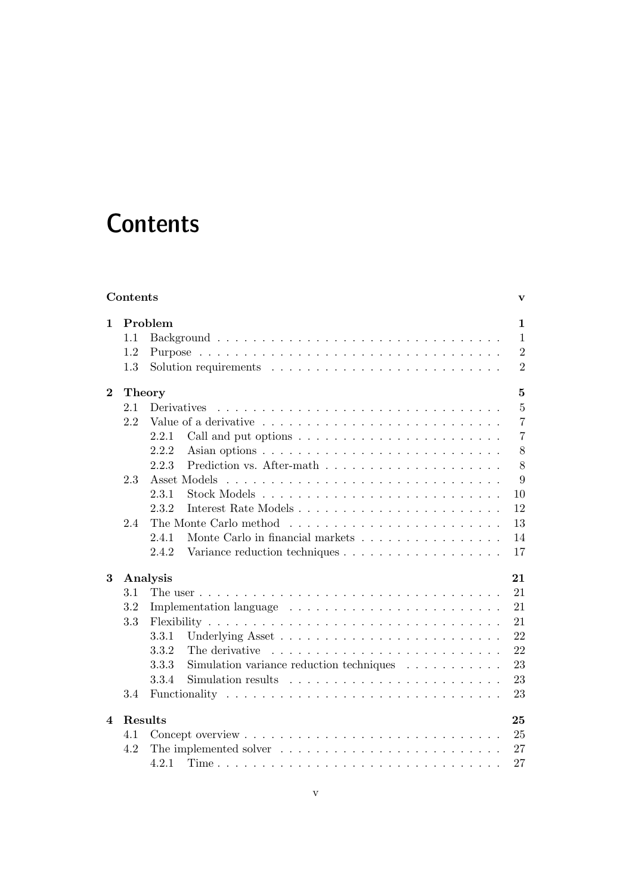# Contents

**Contents** **v**

**1 Problem** **1**
- 1.1 Background . . . . . 1
- 1.2 Purpose . . . . . 2
- 1.3 Solution requirements . . . . . 2

**2 Theory** **5**
- 2.1 Derivatives . . . . . 5
- 2.2 Value of a derivative . . . . . 7
  - 2.2.1 Call and put options . . . . . 7
  - 2.2.2 Asian options . . . . . 8
  - 2.2.3 Prediction vs. After-math . . . . . 8
- 2.3 Asset Models . . . . . 9
  - 2.3.1 Stock Models . . . . . 10
  - 2.3.2 Interest Rate Models . . . . . 12
- 2.4 The Monte Carlo method . . . . . 13
  - 2.4.1 Monte Carlo in financial markets . . . . . 14
  - 2.4.2 Variance reduction techniques . . . . . 17

**3 Analysis** **21**
- 3.1 The user . . . . . 21
- 3.2 Implementation language . . . . . 21
- 3.3 Flexibility . . . . . 21
  - 3.3.1 Underlying Asset . . . . . 22
  - 3.3.2 The derivative . . . . . 22
  - 3.3.3 Simulation variance reduction techniques . . . . . 23
  - 3.3.4 Simulation results . . . . . 23
- 3.4 Functionality . . . . . 23

**4 Results** **25**
- 4.1 Concept overview . . . . . 25
- 4.2 The implemented solver . . . . . 27
  - 4.2.1 Time . . . . . 27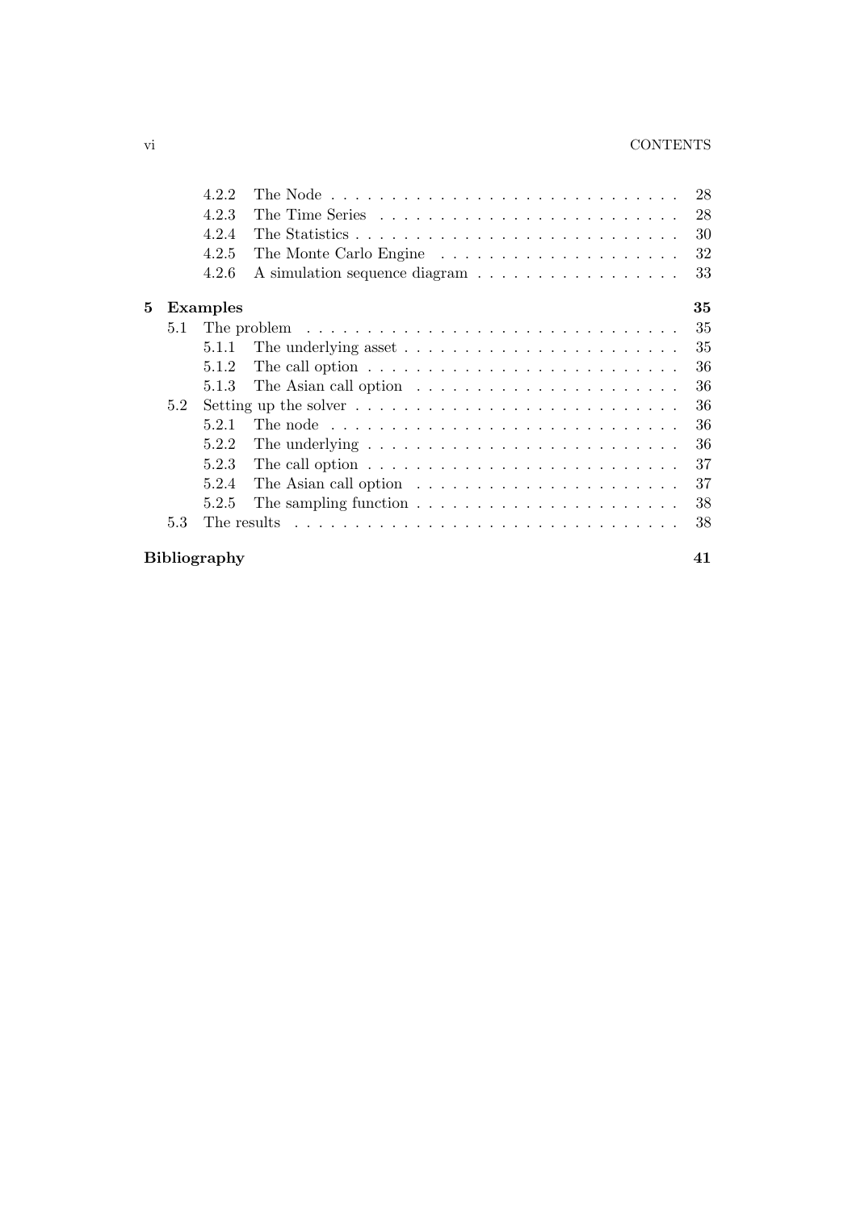- 4.2.2 The Node . . . . . . . . . . . . . . . . . . . . . . . . . . . . 28
- 4.2.3 The Time Series . . . . . . . . . . . . . . . . . . . . . . . . . 28
- 4.2.4 The Statistics . . . . . . . . . . . . . . . . . . . . . . . . . . 30
- 4.2.5 The Monte Carlo Engine . . . . . . . . . . . . . . . . . . . . 32
- 4.2.6 A simulation sequence diagram . . . . . . . . . . . . . . . . . 33

**5 Examples** **35**

- 5.1 The problem . . . . . . . . . . . . . . . . . . . . . . . . . . . . . . 35
  - 5.1.1 The underlying asset . . . . . . . . . . . . . . . . . . . . . . . 35
  - 5.1.2 The call option . . . . . . . . . . . . . . . . . . . . . . . . . . 36
  - 5.1.3 The Asian call option . . . . . . . . . . . . . . . . . . . . . . 36
- 5.2 Setting up the solver . . . . . . . . . . . . . . . . . . . . . . . . . . 36
  - 5.2.1 The node . . . . . . . . . . . . . . . . . . . . . . . . . . . . . 36
  - 5.2.2 The underlying . . . . . . . . . . . . . . . . . . . . . . . . . . 36
  - 5.2.3 The call option . . . . . . . . . . . . . . . . . . . . . . . . . . 37
  - 5.2.4 The Asian call option . . . . . . . . . . . . . . . . . . . . . . 37
  - 5.2.5 The sampling function . . . . . . . . . . . . . . . . . . . . . . 38
- 5.3 The results . . . . . . . . . . . . . . . . . . . . . . . . . . . . . . . 38

**Bibliography** **41**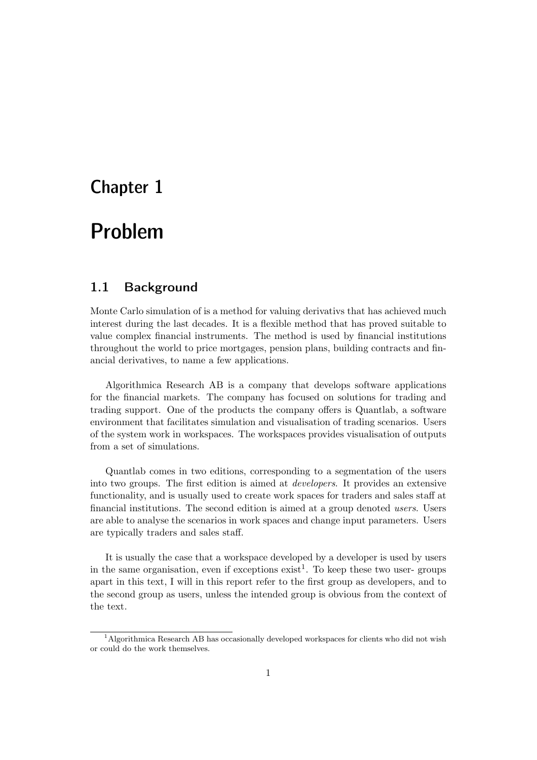# Chapter 1

# Problem

## 1.1 Background

Monte Carlo simulation of is a method for valuing derivativs that has achieved much interest during the last decades. It is a flexible method that has proved suitable to value complex financial instruments. The method is used by financial institutions throughout the world to price mortgages, pension plans, building contracts and financial derivatives, to name a few applications.

Algorithmica Research AB is a company that develops software applications for the financial markets. The company has focused on solutions for trading and trading support. One of the products the company offers is Quantlab, a software environment that facilitates simulation and visualisation of trading scenarios. Users of the system work in workspaces. The workspaces provides visualisation of outputs from a set of simulations.

Quantlab comes in two editions, corresponding to a segmentation of the users into two groups. The first edition is aimed at *developers*. It provides an extensive functionality, and is usually used to create work spaces for traders and sales staff at financial institutions. The second edition is aimed at a group denoted *users*. Users are able to analyse the scenarios in work spaces and change input parameters. Users are typically traders and sales staff.

It is usually the case that a workspace developed by a developer is used by users in the same organisation, even if exceptions exist[1]. To keep these two user- groups apart in this text, I will in this report refer to the first group as developers, and to the second group as users, unless the intended group is obvious from the context of the text.

[1] Algorithmica Research AB has occasionally developed workspaces for clients who did not wish or could do the work themselves.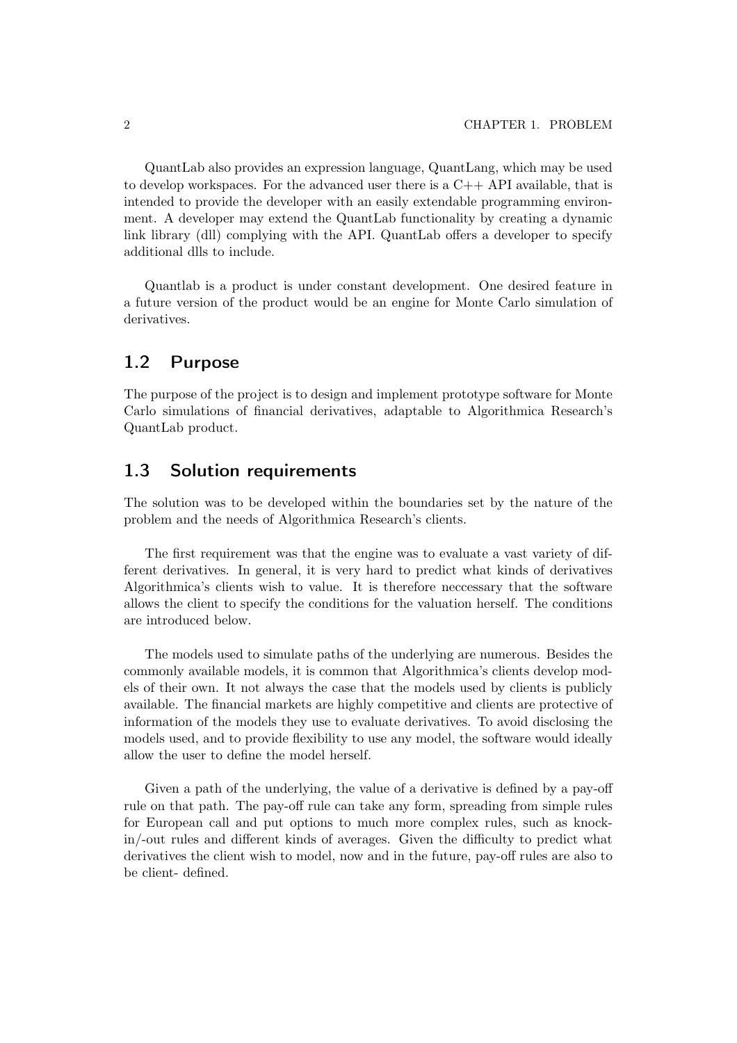QuantLab also provides an expression language, QuantLang, which may be used to develop workspaces. For the advanced user there is a C++ API available, that is intended to provide the developer with an easily extendable programming environment. A developer may extend the QuantLab functionality by creating a dynamic link library (dll) complying with the API. QuantLab offers a developer to specify additional dlls to include.

Quantlab is a product is under constant development. One desired feature in a future version of the product would be an engine for Monte Carlo simulation of derivatives.

## 1.2 Purpose

The purpose of the project is to design and implement prototype software for Monte Carlo simulations of financial derivatives, adaptable to Algorithmica Research's QuantLab product.

## 1.3 Solution requirements

The solution was to be developed within the boundaries set by the nature of the problem and the needs of Algorithmica Research's clients.

The first requirement was that the engine was to evaluate a vast variety of different derivatives. In general, it is very hard to predict what kinds of derivatives Algorithmica's clients wish to value. It is therefore neccessary that the software allows the client to specify the conditions for the valuation herself. The conditions are introduced below.

The models used to simulate paths of the underlying are numerous. Besides the commonly available models, it is common that Algorithmica's clients develop models of their own. It not always the case that the models used by clients is publicly available. The financial markets are highly competitive and clients are protective of information of the models they use to evaluate derivatives. To avoid disclosing the models used, and to provide flexibility to use any model, the software would ideally allow the user to define the model herself.

Given a path of the underlying, the value of a derivative is defined by a pay-off rule on that path. The pay-off rule can take any form, spreading from simple rules for European call and put options to much more complex rules, such as knock-in/-out rules and different kinds of averages. Given the difficulty to predict what derivatives the client wish to model, now and in the future, pay-off rules are also to be client- defined.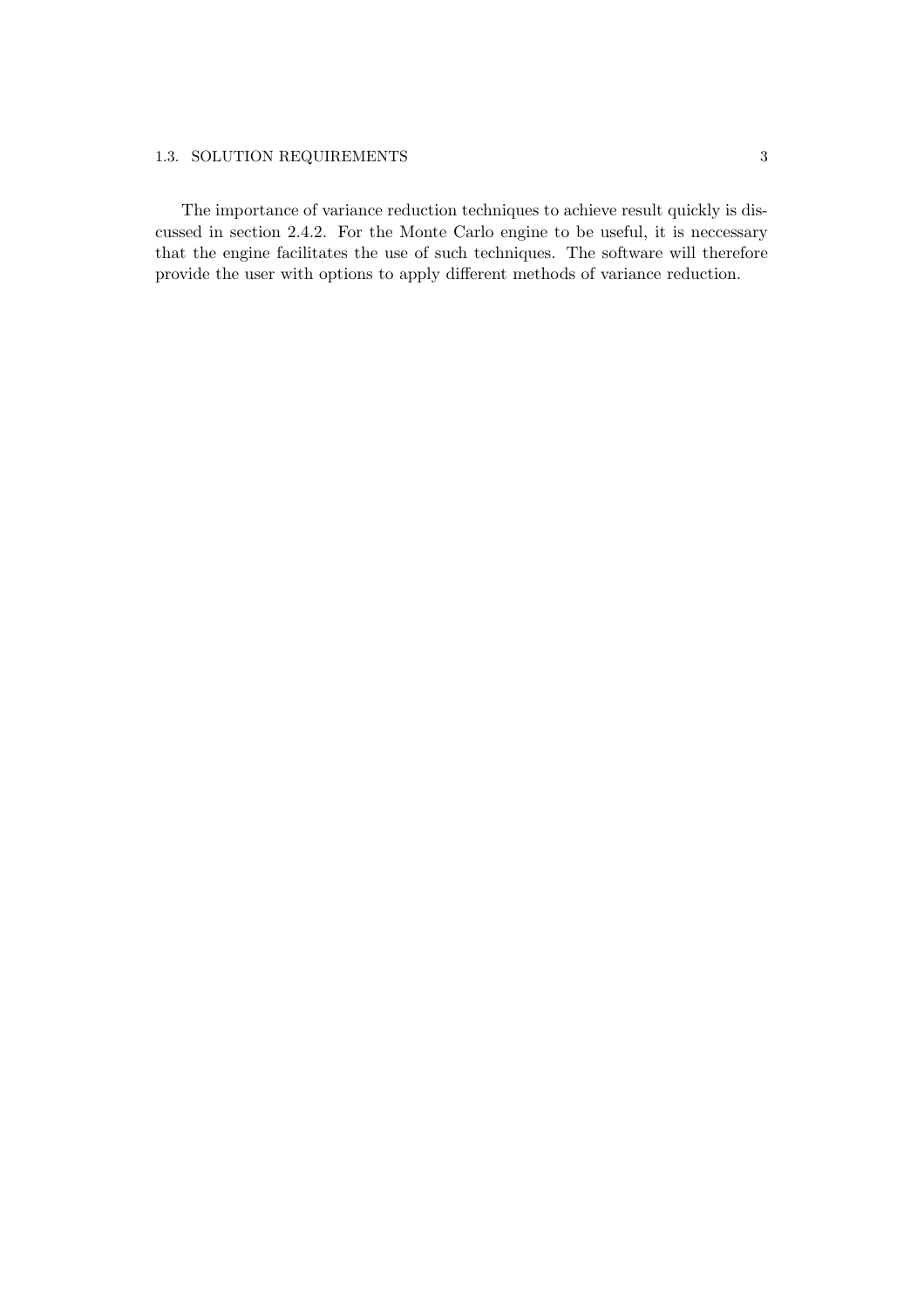The importance of variance reduction techniques to achieve result quickly is discussed in section 2.4.2. For the Monte Carlo engine to be useful, it is neccessary that the engine facilitates the use of such techniques. The software will therefore provide the user with options to apply different methods of variance reduction.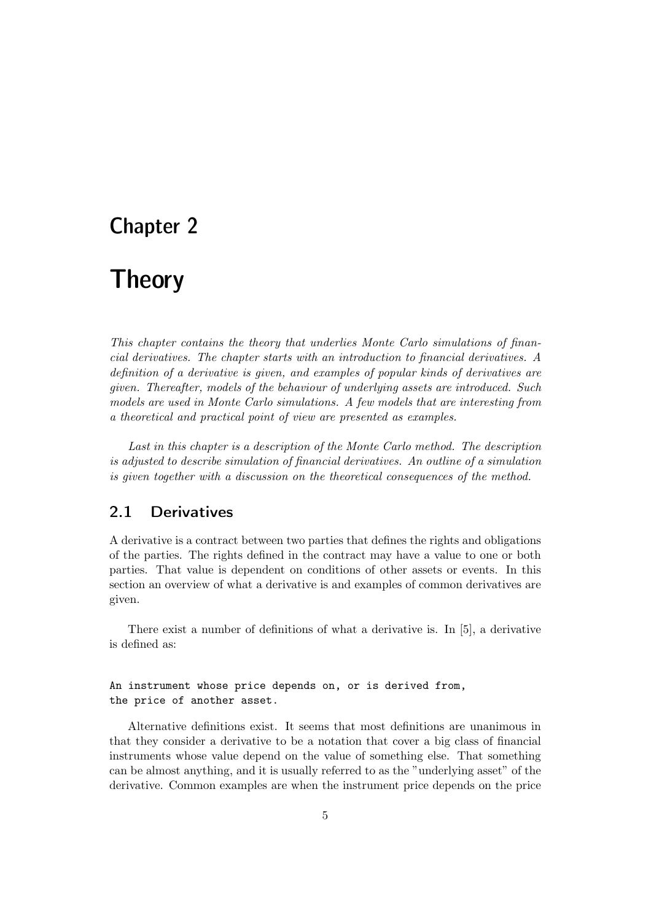# Chapter 2

# Theory

*This chapter contains the theory that underlies Monte Carlo simulations of financial derivatives. The chapter starts with an introduction to financial derivatives. A definition of a derivative is given, and examples of popular kinds of derivatives are given. Thereafter, models of the behaviour of underlying assets are introduced. Such models are used in Monte Carlo simulations. A few models that are interesting from a theoretical and practical point of view are presented as examples.*

*Last in this chapter is a description of the Monte Carlo method. The description is adjusted to describe simulation of financial derivatives. An outline of a simulation is given together with a discussion on the theoretical consequences of the method.*

## 2.1 Derivatives

A derivative is a contract between two parties that defines the rights and obligations of the parties. The rights defined in the contract may have a value to one or both parties. That value is dependent on conditions of other assets or events. In this section an overview of what a derivative is and examples of common derivatives are given.

There exist a number of definitions of what a derivative is. In [5], a derivative is defined as:

```
An instrument whose price depends on, or is derived from,
the price of another asset.
```

Alternative definitions exist. It seems that most definitions are unanimous in that they consider a derivative to be a notation that cover a big class of financial instruments whose value depend on the value of something else. That something can be almost anything, and it is usually referred to as the "underlying asset" of the derivative. Common examples are when the instrument price depends on the price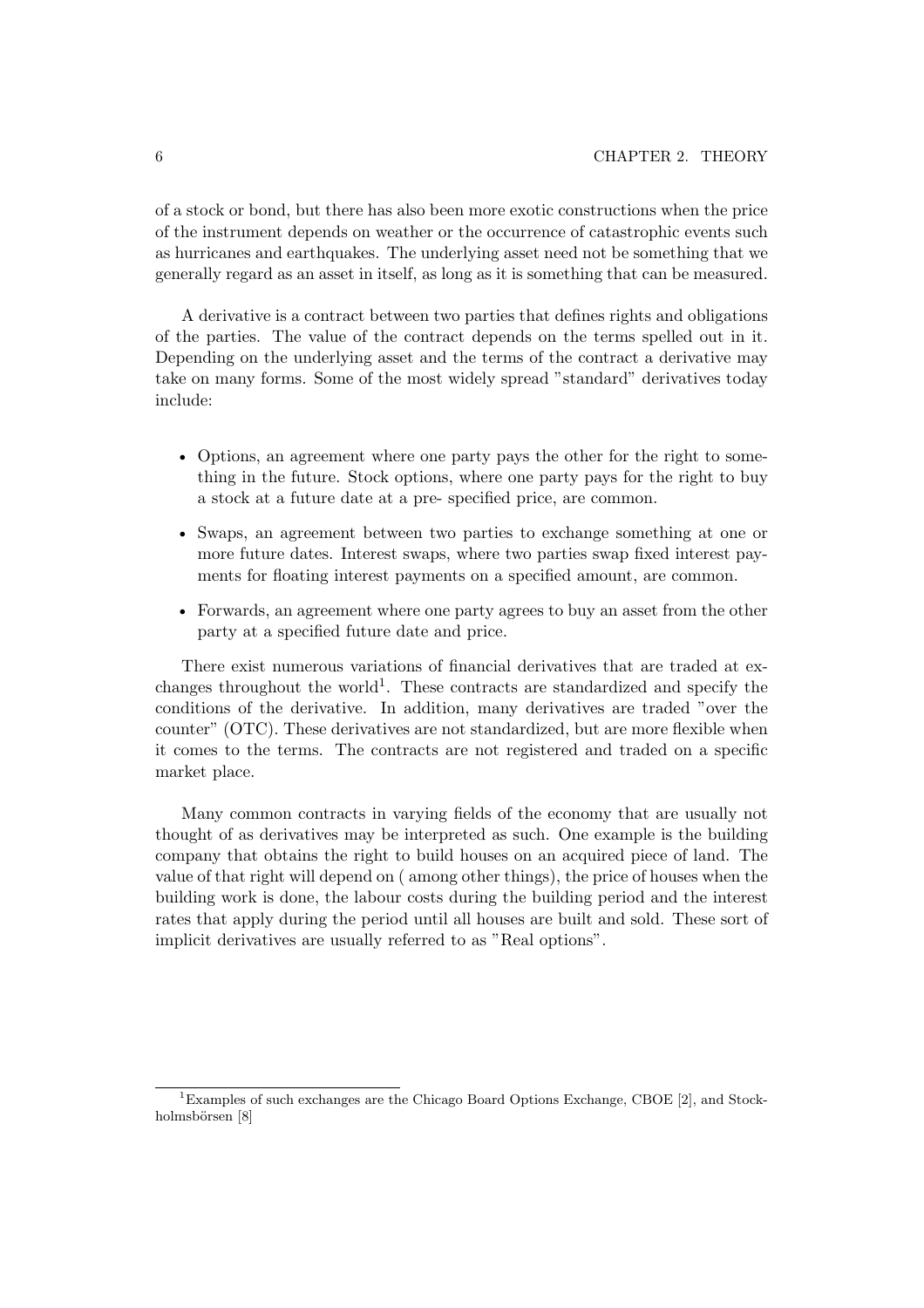of a stock or bond, but there has also been more exotic constructions when the price of the instrument depends on weather or the occurrence of catastrophic events such as hurricanes and earthquakes. The underlying asset need not be something that we generally regard as an asset in itself, as long as it is something that can be measured.

A derivative is a contract between two parties that defines rights and obligations of the parties. The value of the contract depends on the terms spelled out in it. Depending on the underlying asset and the terms of the contract a derivative may take on many forms. Some of the most widely spread "standard" derivatives today include:

- Options, an agreement where one party pays the other for the right to something in the future. Stock options, where one party pays for the right to buy a stock at a future date at a pre- specified price, are common.
- Swaps, an agreement between two parties to exchange something at one or more future dates. Interest swaps, where two parties swap fixed interest payments for floating interest payments on a specified amount, are common.
- Forwards, an agreement where one party agrees to buy an asset from the other party at a specified future date and price.

There exist numerous variations of financial derivatives that are traded at exchanges throughout the world[1]. These contracts are standardized and specify the conditions of the derivative. In addition, many derivatives are traded "over the counter" (OTC). These derivatives are not standardized, but are more flexible when it comes to the terms. The contracts are not registered and traded on a specific market place.

Many common contracts in varying fields of the economy that are usually not thought of as derivatives may be interpreted as such. One example is the building company that obtains the right to build houses on an acquired piece of land. The value of that right will depend on ( among other things), the price of houses when the building work is done, the labour costs during the building period and the interest rates that apply during the period until all houses are built and sold. These sort of implicit derivatives are usually referred to as "Real options".

[1] Examples of such exchanges are the Chicago Board Options Exchange, CBOE [2], and Stockholmsbörsen [8]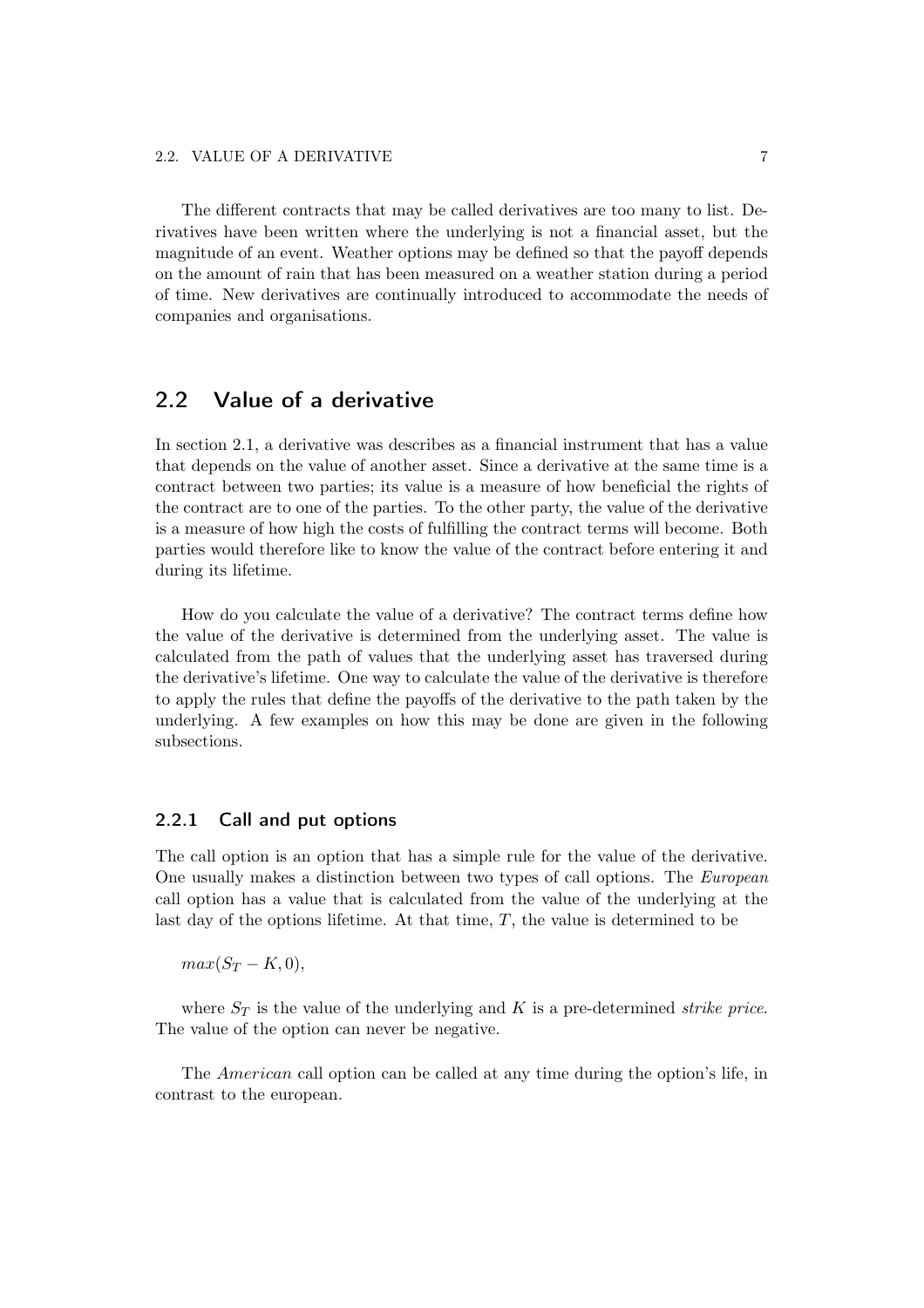The different contracts that may be called derivatives are too many to list. Derivatives have been written where the underlying is not a financial asset, but the magnitude of an event. Weather options may be defined so that the payoff depends on the amount of rain that has been measured on a weather station during a period of time. New derivatives are continually introduced to accommodate the needs of companies and organisations.

## 2.2 Value of a derivative

In section 2.1, a derivative was describes as a financial instrument that has a value that depends on the value of another asset. Since a derivative at the same time is a contract between two parties; its value is a measure of how beneficial the rights of the contract are to one of the parties. To the other party, the value of the derivative is a measure of how high the costs of fulfilling the contract terms will become. Both parties would therefore like to know the value of the contract before entering it and during its lifetime.

How do you calculate the value of a derivative? The contract terms define how the value of the derivative is determined from the underlying asset. The value is calculated from the path of values that the underlying asset has traversed during the derivative's lifetime. One way to calculate the value of the derivative is therefore to apply the rules that define the payoffs of the derivative to the path taken by the underlying. A few examples on how this may be done are given in the following subsections.

### 2.2.1 Call and put options

The call option is an option that has a simple rule for the value of the derivative. One usually makes a distinction between two types of call options. The *European* call option has a value that is calculated from the value of the underlying at the last day of the options lifetime. At that time, $T$, the value is determined to be

$max(S_T - K, 0)$,

where $S_T$ is the value of the underlying and $K$ is a pre-determined *strike price*. The value of the option can never be negative.

The *American* call option can be called at any time during the option's life, in contrast to the european.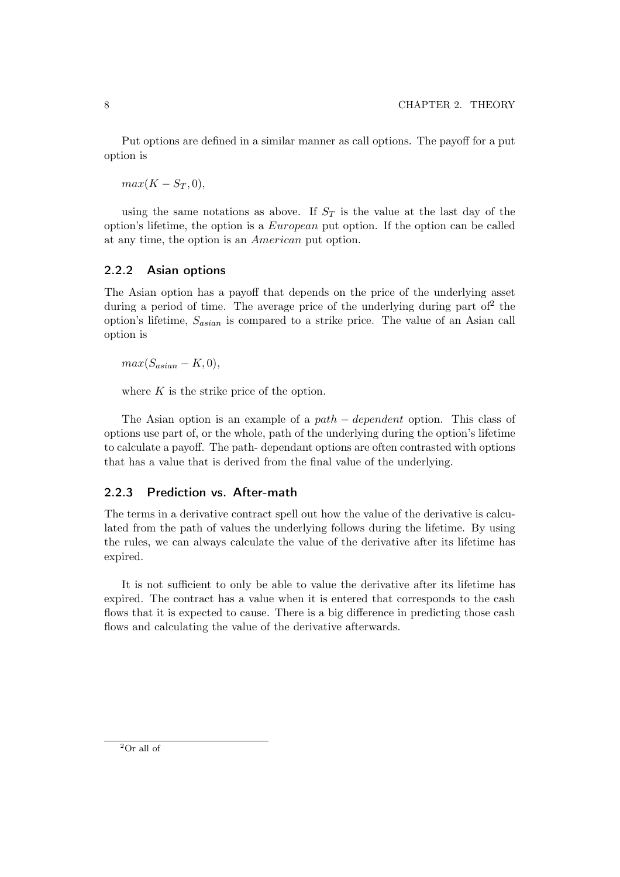Put options are defined in a similar manner as call options. The payoff for a put option is

$max(K - S_T, 0),$

using the same notations as above. If $S_T$ is the value at the last day of the option's lifetime, the option is a *European* put option. If the option can be called at any time, the option is an *American* put option.

### 2.2.2 Asian options

The Asian option has a payoff that depends on the price of the underlying asset during a period of time. The average price of the underlying during part of[2] the option's lifetime, $S_{asian}$ is compared to a strike price. The value of an Asian call option is

$max(S_{asian} - K, 0),$

where $K$ is the strike price of the option.

The Asian option is an example of a $path-dependent$ option. This class of options use part of, or the whole, path of the underlying during the option's lifetime to calculate a payoff. The path- dependant options are often contrasted with options that has a value that is derived from the final value of the underlying.

### 2.2.3 Prediction vs. After-math

The terms in a derivative contract spell out how the value of the derivative is calculated from the path of values the underlying follows during the lifetime. By using the rules, we can always calculate the value of the derivative after its lifetime has expired.

It is not sufficient to only be able to value the derivative after its lifetime has expired. The contract has a value when it is entered that corresponds to the cash flows that it is expected to cause. There is a big difference in predicting those cash flows and calculating the value of the derivative afterwards.

[2] Or all of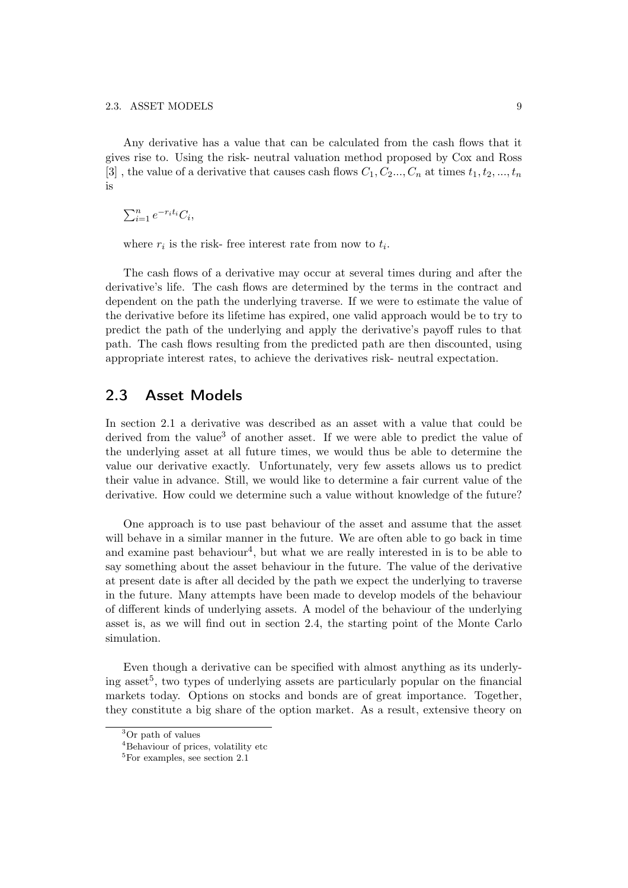Any derivative has a value that can be calculated from the cash flows that it gives rise to. Using the risk- neutral valuation method proposed by Cox and Ross [3] , the value of a derivative that causes cash flows $C_1, C_2..., C_n$ at times $t_1, t_2, ..., t_n$ is

$$\sum_{i=1}^{n} e^{-r_i t_i} C_i,$$

where $r_i$ is the risk- free interest rate from now to $t_i$.

The cash flows of a derivative may occur at several times during and after the derivative's life. The cash flows are determined by the terms in the contract and dependent on the path the underlying traverse. If we were to estimate the value of the derivative before its lifetime has expired, one valid approach would be to try to predict the path of the underlying and apply the derivative's payoff rules to that path. The cash flows resulting from the predicted path are then discounted, using appropriate interest rates, to achieve the derivatives risk- neutral expectation.

## 2.3 Asset Models

In section 2.1 a derivative was described as an asset with a value that could be derived from the value[3] of another asset. If we were able to predict the value of the underlying asset at all future times, we would thus be able to determine the value our derivative exactly. Unfortunately, very few assets allows us to predict their value in advance. Still, we would like to determine a fair current value of the derivative. How could we determine such a value without knowledge of the future?

One approach is to use past behaviour of the asset and assume that the asset will behave in a similar manner in the future. We are often able to go back in time and examine past behaviour[4], but what we are really interested in is to be able to say something about the asset behaviour in the future. The value of the derivative at present date is after all decided by the path we expect the underlying to traverse in the future. Many attempts have been made to develop models of the behaviour of different kinds of underlying assets. A model of the behaviour of the underlying asset is, as we will find out in section 2.4, the starting point of the Monte Carlo simulation.

Even though a derivative can be specified with almost anything as its underlying asset[5], two types of underlying assets are particularly popular on the financial markets today. Options on stocks and bonds are of great importance. Together, they constitute a big share of the option market. As a result, extensive theory on

[3] Or path of values

[4] Behaviour of prices, volatility etc

[5] For examples, see section 2.1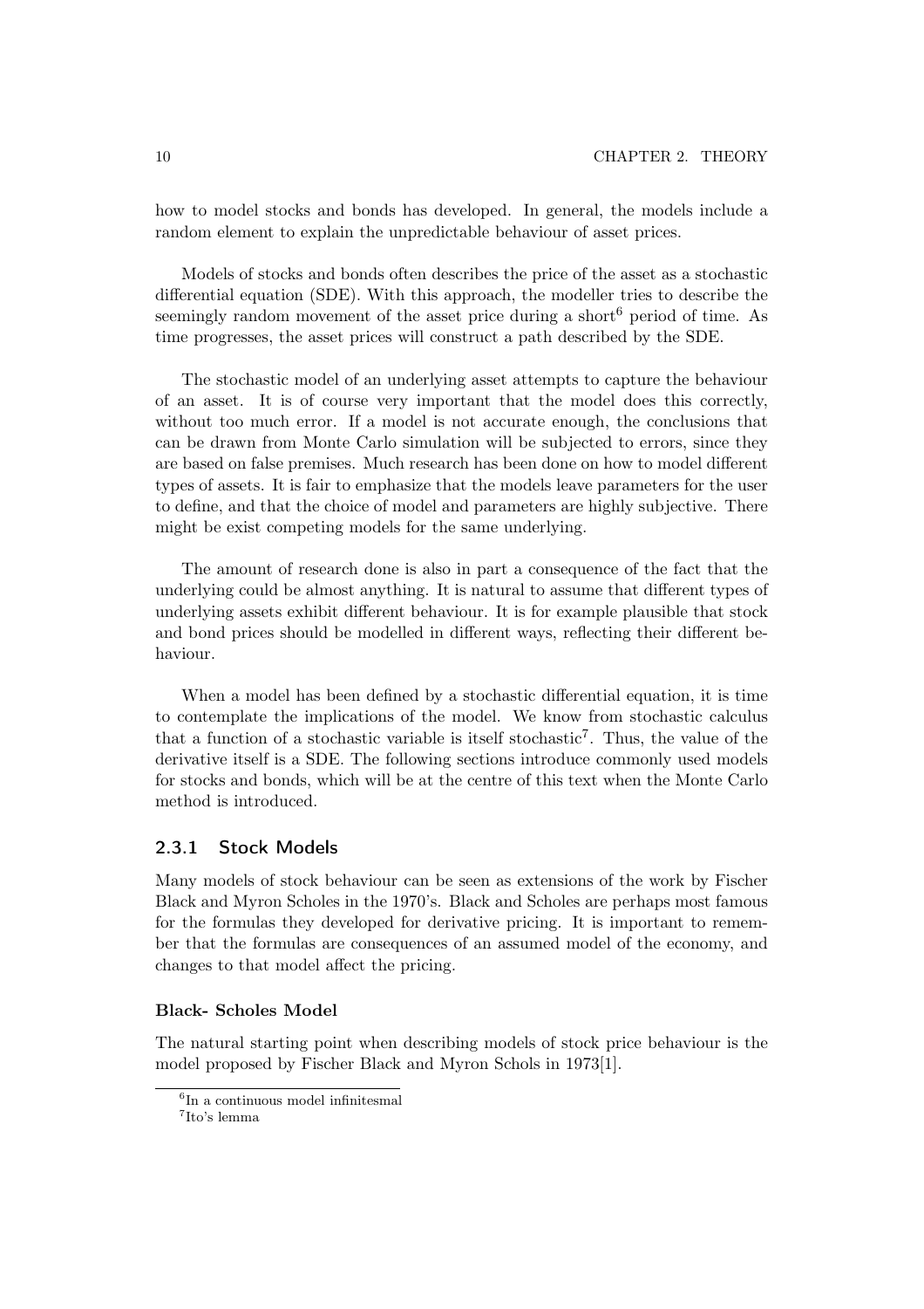how to model stocks and bonds has developed. In general, the models include a random element to explain the unpredictable behaviour of asset prices.

Models of stocks and bonds often describes the price of the asset as a stochastic differential equation (SDE). With this approach, the modeller tries to describe the seemingly random movement of the asset price during a short[6] period of time. As time progresses, the asset prices will construct a path described by the SDE.

The stochastic model of an underlying asset attempts to capture the behaviour of an asset. It is of course very important that the model does this correctly, without too much error. If a model is not accurate enough, the conclusions that can be drawn from Monte Carlo simulation will be subjected to errors, since they are based on false premises. Much research has been done on how to model different types of assets. It is fair to emphasize that the models leave parameters for the user to define, and that the choice of model and parameters are highly subjective. There might be exist competing models for the same underlying.

The amount of research done is also in part a consequence of the fact that the underlying could be almost anything. It is natural to assume that different types of underlying assets exhibit different behaviour. It is for example plausible that stock and bond prices should be modelled in different ways, reflecting their different behaviour.

When a model has been defined by a stochastic differential equation, it is time to contemplate the implications of the model. We know from stochastic calculus that a function of a stochastic variable is itself stochastic[7]. Thus, the value of the derivative itself is a SDE. The following sections introduce commonly used models for stocks and bonds, which will be at the centre of this text when the Monte Carlo method is introduced.

### 2.3.1 Stock Models

Many models of stock behaviour can be seen as extensions of the work by Fischer Black and Myron Scholes in the 1970's. Black and Scholes are perhaps most famous for the formulas they developed for derivative pricing. It is important to remember that the formulas are consequences of an assumed model of the economy, and changes to that model affect the pricing.

#### Black- Scholes Model

The natural starting point when describing models of stock price behaviour is the model proposed by Fischer Black and Myron Schols in 1973[1].

[6] In a continuous model infinitesmal

[7] Ito's lemma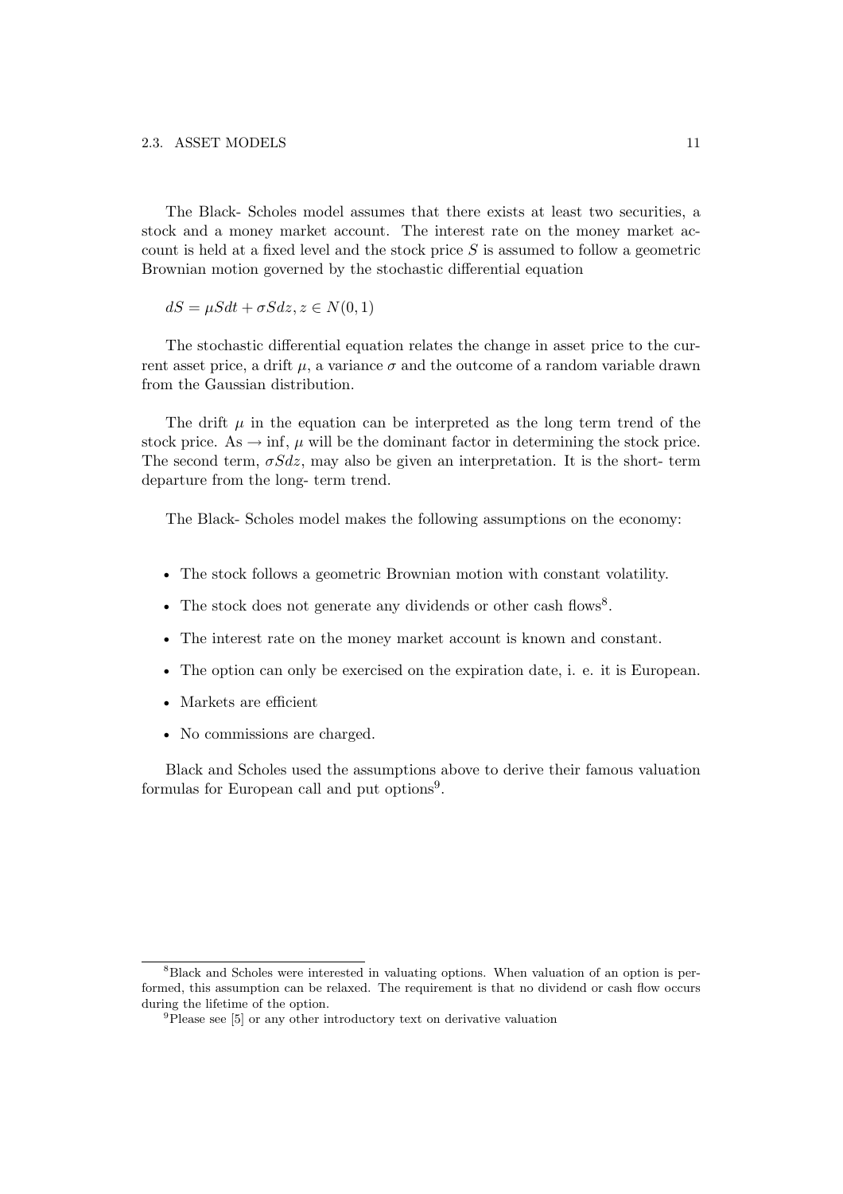The Black- Scholes model assumes that there exists at least two securities, a stock and a money market account. The interest rate on the money market account is held at a fixed level and the stock price $S$ is assumed to follow a geometric Brownian motion governed by the stochastic differential equation

$$dS = \mu S dt + \sigma S dz, z \in N(0, 1)$$

The stochastic differential equation relates the change in asset price to the current asset price, a drift $\mu$, a variance $\sigma$ and the outcome of a random variable drawn from the Gaussian distribution.

The drift $\mu$ in the equation can be interpreted as the long term trend of the stock price. As $\rightarrow \inf$, $\mu$ will be the dominant factor in determining the stock price. The second term, $\sigma S dz$, may also be given an interpretation. It is the short- term departure from the long- term trend.

The Black- Scholes model makes the following assumptions on the economy:

- The stock follows a geometric Brownian motion with constant volatility.
- The stock does not generate any dividends or other cash flows[8].
- The interest rate on the money market account is known and constant.
- The option can only be exercised on the expiration date, i. e. it is European.
- Markets are efficient
- No commissions are charged.

Black and Scholes used the assumptions above to derive their famous valuation formulas for European call and put options[9].

[8] Black and Scholes were interested in valuating options. When valuation of an option is performed, this assumption can be relaxed. The requirement is that no dividend or cash flow occurs during the lifetime of the option.

[9] Please see [5] or any other introductory text on derivative valuation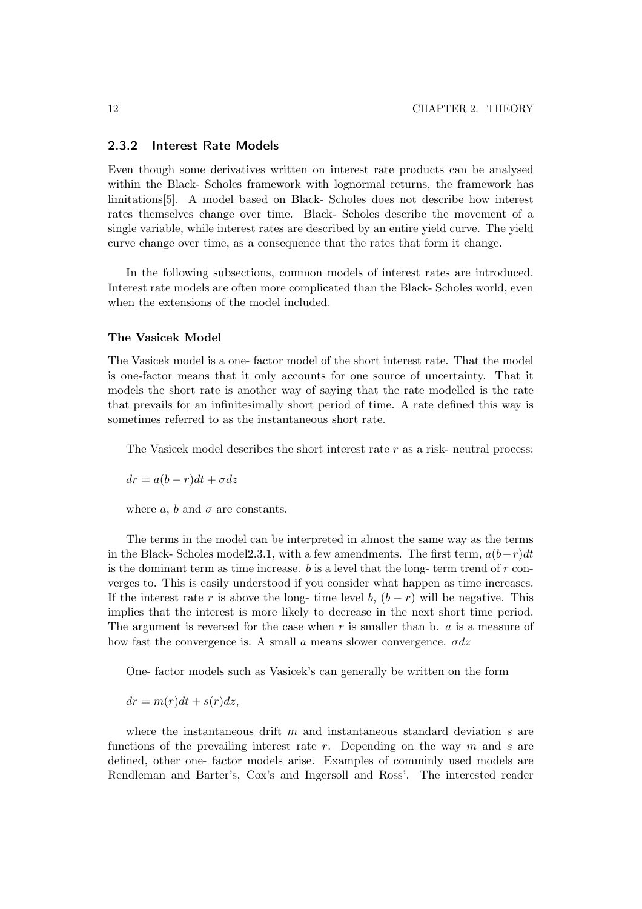### 2.3.2 Interest Rate Models

Even though some derivatives written on interest rate products can be analysed within the Black- Scholes framework with lognormal returns, the framework has limitations[5]. A model based on Black- Scholes does not describe how interest rates themselves change over time. Black- Scholes describe the movement of a single variable, while interest rates are described by an entire yield curve. The yield curve change over time, as a consequence that the rates that form it change.

In the following subsections, common models of interest rates are introduced. Interest rate models are often more complicated than the Black- Scholes world, even when the extensions of the model included.

#### The Vasicek Model

The Vasicek model is a one- factor model of the short interest rate. That the model is one-factor means that it only accounts for one source of uncertainty. That it models the short rate is another way of saying that the rate modelled is the rate that prevails for an infinitesimally short period of time. A rate defined this way is sometimes referred to as the instantaneous short rate.

The Vasicek model describes the short interest rate $r$ as a risk- neutral process:

$$dr = a(b - r)dt + \sigma dz$$

where $a$, $b$ and $\sigma$ are constants.

The terms in the model can be interpreted in almost the same way as the terms in the Black- Scholes model2.3.1, with a few amendments. The first term, $a(b-r)dt$ is the dominant term as time increase. $b$ is a level that the long- term trend of $r$ converges to. This is easily understood if you consider what happen as time increases. If the interest rate $r$ is above the long- time level $b$, $(b - r)$ will be negative. This implies that the interest is more likely to decrease in the next short time period. The argument is reversed for the case when $r$ is smaller than b. $a$ is a measure of how fast the convergence is. A small $a$ means slower convergence. $\sigma dz$

One- factor models such as Vasicek's can generally be written on the form

$$dr = m(r)dt + s(r)dz,$$

where the instantaneous drift $m$ and instantaneous standard deviation $s$ are functions of the prevailing interest rate $r$. Depending on the way $m$ and $s$ are defined, other one- factor models arise. Examples of comminly used models are Rendleman and Barter's, Cox's and Ingersoll and Ross'. The interested reader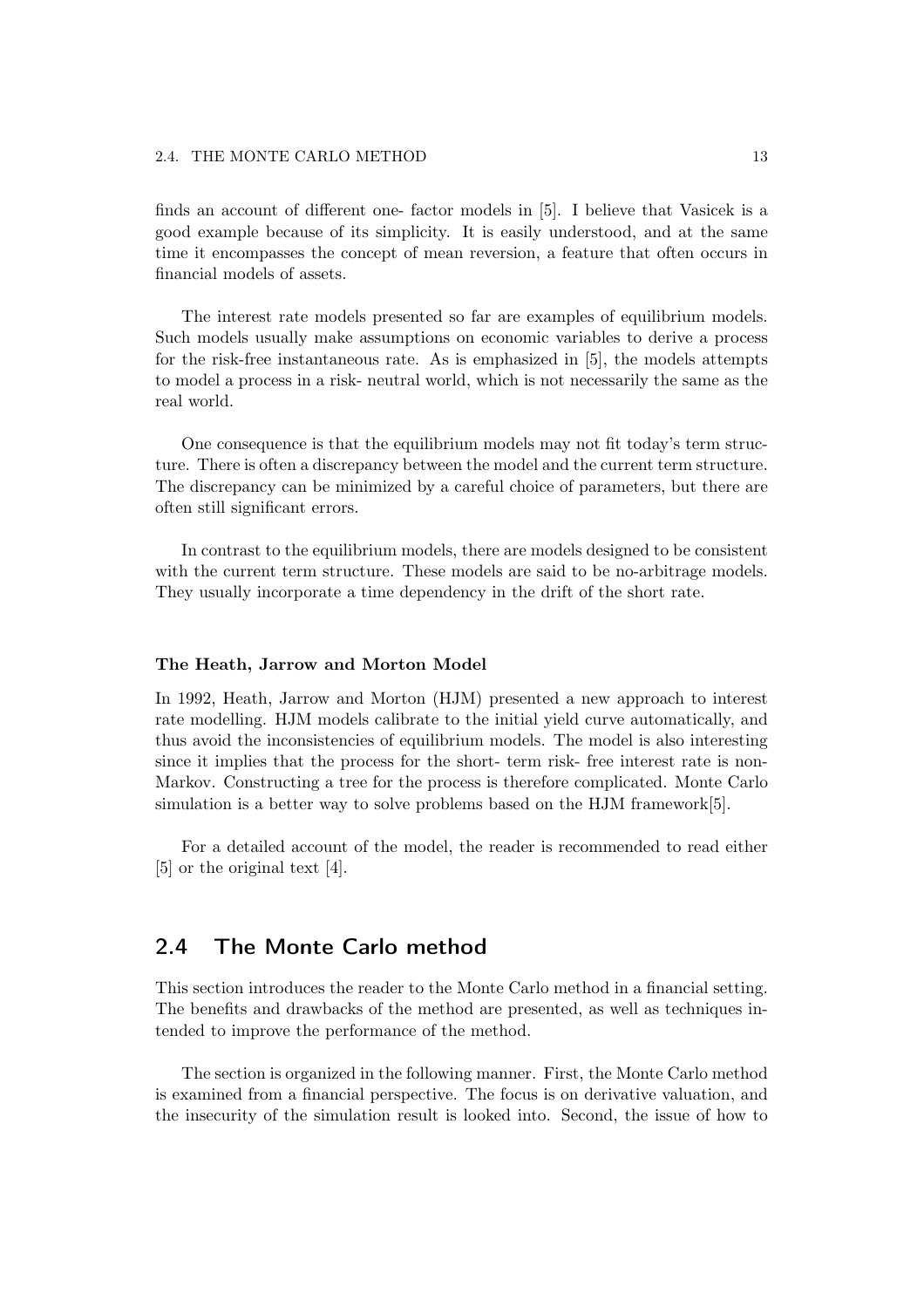finds an account of different one- factor models in [5]. I believe that Vasicek is a good example because of its simplicity. It is easily understood, and at the same time it encompasses the concept of mean reversion, a feature that often occurs in financial models of assets.

The interest rate models presented so far are examples of equilibrium models. Such models usually make assumptions on economic variables to derive a process for the risk-free instantaneous rate. As is emphasized in [5], the models attempts to model a process in a risk- neutral world, which is not necessarily the same as the real world.

One consequence is that the equilibrium models may not fit today's term structure. There is often a discrepancy between the model and the current term structure. The discrepancy can be minimized by a careful choice of parameters, but there are often still significant errors.

In contrast to the equilibrium models, there are models designed to be consistent with the current term structure. These models are said to be no-arbitrage models. They usually incorporate a time dependency in the drift of the short rate.

#### The Heath, Jarrow and Morton Model

In 1992, Heath, Jarrow and Morton (HJM) presented a new approach to interest rate modelling. HJM models calibrate to the initial yield curve automatically, and thus avoid the inconsistencies of equilibrium models. The model is also interesting since it implies that the process for the short- term risk- free interest rate is non-Markov. Constructing a tree for the process is therefore complicated. Monte Carlo simulation is a better way to solve problems based on the HJM framework[5].

For a detailed account of the model, the reader is recommended to read either [5] or the original text [4].

## 2.4 The Monte Carlo method

This section introduces the reader to the Monte Carlo method in a financial setting. The benefits and drawbacks of the method are presented, as well as techniques intended to improve the performance of the method.

The section is organized in the following manner. First, the Monte Carlo method is examined from a financial perspective. The focus is on derivative valuation, and the insecurity of the simulation result is looked into. Second, the issue of how to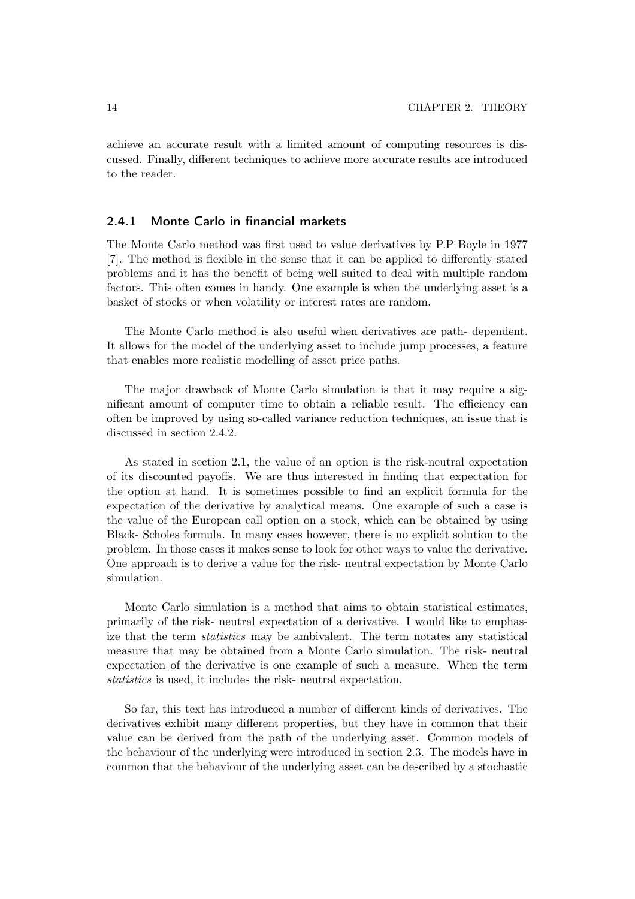achieve an accurate result with a limited amount of computing resources is discussed. Finally, different techniques to achieve more accurate results are introduced to the reader.

### 2.4.1 Monte Carlo in financial markets

The Monte Carlo method was first used to value derivatives by P.P Boyle in 1977 [7]. The method is flexible in the sense that it can be applied to differently stated problems and it has the benefit of being well suited to deal with multiple random factors. This often comes in handy. One example is when the underlying asset is a basket of stocks or when volatility or interest rates are random.

The Monte Carlo method is also useful when derivatives are path- dependent. It allows for the model of the underlying asset to include jump processes, a feature that enables more realistic modelling of asset price paths.

The major drawback of Monte Carlo simulation is that it may require a significant amount of computer time to obtain a reliable result. The efficiency can often be improved by using so-called variance reduction techniques, an issue that is discussed in section 2.4.2.

As stated in section 2.1, the value of an option is the risk-neutral expectation of its discounted payoffs. We are thus interested in finding that expectation for the option at hand. It is sometimes possible to find an explicit formula for the expectation of the derivative by analytical means. One example of such a case is the value of the European call option on a stock, which can be obtained by using Black- Scholes formula. In many cases however, there is no explicit solution to the problem. In those cases it makes sense to look for other ways to value the derivative. One approach is to derive a value for the risk- neutral expectation by Monte Carlo simulation.

Monte Carlo simulation is a method that aims to obtain statistical estimates, primarily of the risk- neutral expectation of a derivative. I would like to emphasize that the term *statistics* may be ambivalent. The term notates any statistical measure that may be obtained from a Monte Carlo simulation. The risk- neutral expectation of the derivative is one example of such a measure. When the term *statistics* is used, it includes the risk- neutral expectation.

So far, this text has introduced a number of different kinds of derivatives. The derivatives exhibit many different properties, but they have in common that their value can be derived from the path of the underlying asset. Common models of the behaviour of the underlying were introduced in section 2.3. The models have in common that the behaviour of the underlying asset can be described by a stochastic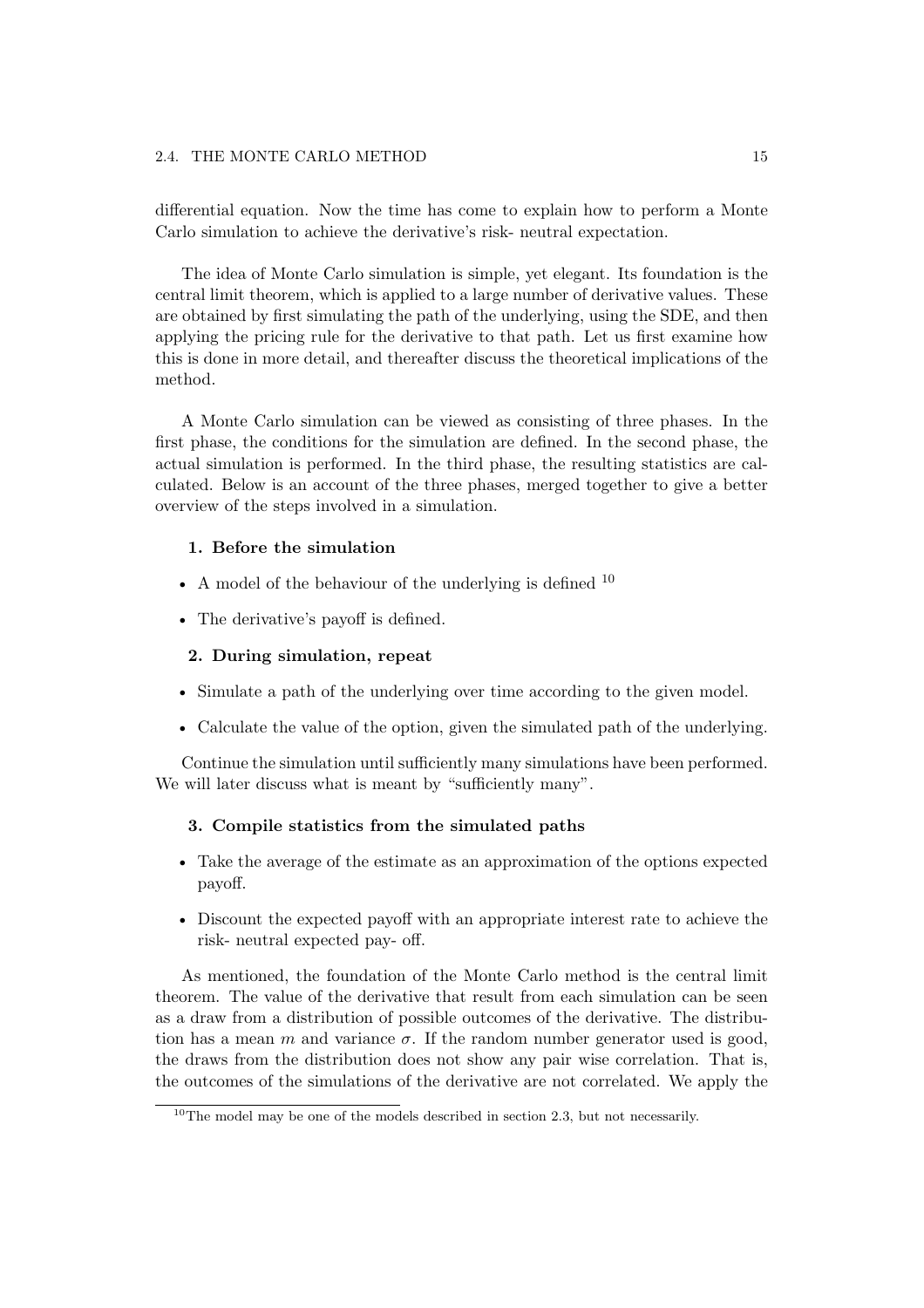differential equation. Now the time has come to explain how to perform a Monte Carlo simulation to achieve the derivative's risk- neutral expectation.

The idea of Monte Carlo simulation is simple, yet elegant. Its foundation is the central limit theorem, which is applied to a large number of derivative values. These are obtained by first simulating the path of the underlying, using the SDE, and then applying the pricing rule for the derivative to that path. Let us first examine how this is done in more detail, and thereafter discuss the theoretical implications of the method.

A Monte Carlo simulation can be viewed as consisting of three phases. In the first phase, the conditions for the simulation are defined. In the second phase, the actual simulation is performed. In the third phase, the resulting statistics are calculated. Below is an account of the three phases, merged together to give a better overview of the steps involved in a simulation.

**1. Before the simulation**

- A model of the behaviour of the underlying is defined [10]
- The derivative's payoff is defined.

**2. During simulation, repeat**

- Simulate a path of the underlying over time according to the given model.
- Calculate the value of the option, given the simulated path of the underlying.

Continue the simulation until sufficiently many simulations have been performed. We will later discuss what is meant by "sufficiently many".

**3. Compile statistics from the simulated paths**

- Take the average of the estimate as an approximation of the options expected payoff.
- Discount the expected payoff with an appropriate interest rate to achieve the risk- neutral expected pay- off.

As mentioned, the foundation of the Monte Carlo method is the central limit theorem. The value of the derivative that result from each simulation can be seen as a draw from a distribution of possible outcomes of the derivative. The distribution has a mean $m$ and variance $\sigma$. If the random number generator used is good, the draws from the distribution does not show any pair wise correlation. That is, the outcomes of the simulations of the derivative are not correlated. We apply the

[10] The model may be one of the models described in section 2.3, but not necessarily.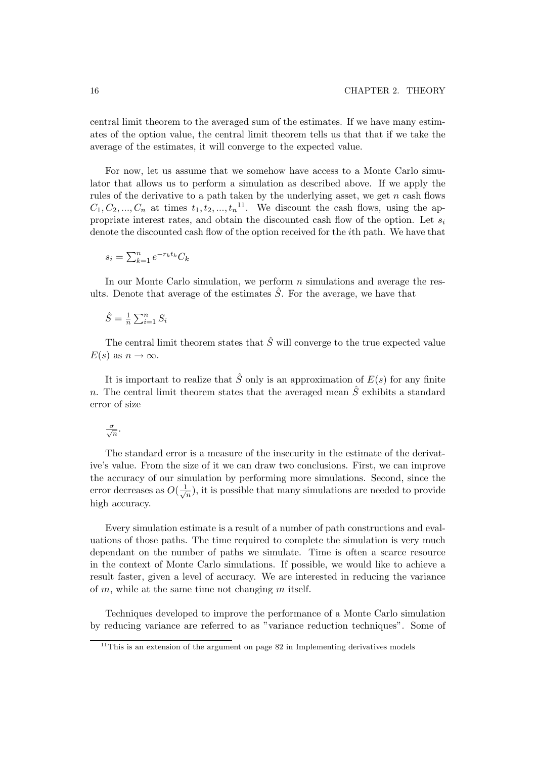central limit theorem to the averaged sum of the estimates. If we have many estimates of the option value, the central limit theorem tells us that that if we take the average of the estimates, it will converge to the expected value.

For now, let us assume that we somehow have access to a Monte Carlo simulator that allows us to perform a simulation as described above. If we apply the rules of the derivative to a path taken by the underlying asset, we get $n$ cash flows $C_1, C_2, ..., C_n$ at times $t_1, t_2, ..., t_n$[11]. We discount the cash flows, using the appropriate interest rates, and obtain the discounted cash flow of the option. Let $s_i$ denote the discounted cash flow of the option received for the $i$th path. We have that

$$s_i = \sum_{k=1}^{n} e^{-r_k t_k} C_k$$

In our Monte Carlo simulation, we perform $n$ simulations and average the results. Denote that average of the estimates $\hat{S}$. For the average, we have that

$$\hat{S} = \frac{1}{n} \sum_{i=1}^{n} S_i$$

The central limit theorem states that $\hat{S}$ will converge to the true expected value $E(s)$ as $n \to \infty$.

It is important to realize that $\hat{S}$ only is an approximation of $E(s)$ for any finite $n$. The central limit theorem states that the averaged mean $\hat{S}$ exhibits a standard error of size

$$\frac{\sigma}{\sqrt{n}}.$$

The standard error is a measure of the insecurity in the estimate of the derivative's value. From the size of it we can draw two conclusions. First, we can improve the accuracy of our simulation by performing more simulations. Second, since the error decreases as $O(\frac{1}{\sqrt{n}})$, it is possible that many simulations are needed to provide high accuracy.

Every simulation estimate is a result of a number of path constructions and evaluations of those paths. The time required to complete the simulation is very much dependant on the number of paths we simulate. Time is often a scarce resource in the context of Monte Carlo simulations. If possible, we would like to achieve a result faster, given a level of accuracy. We are interested in reducing the variance of $m$, while at the same time not changing $m$ itself.

Techniques developed to improve the performance of a Monte Carlo simulation by reducing variance are referred to as "variance reduction techniques". Some of

[11] This is an extension of the argument on page 82 in Implementing derivatives models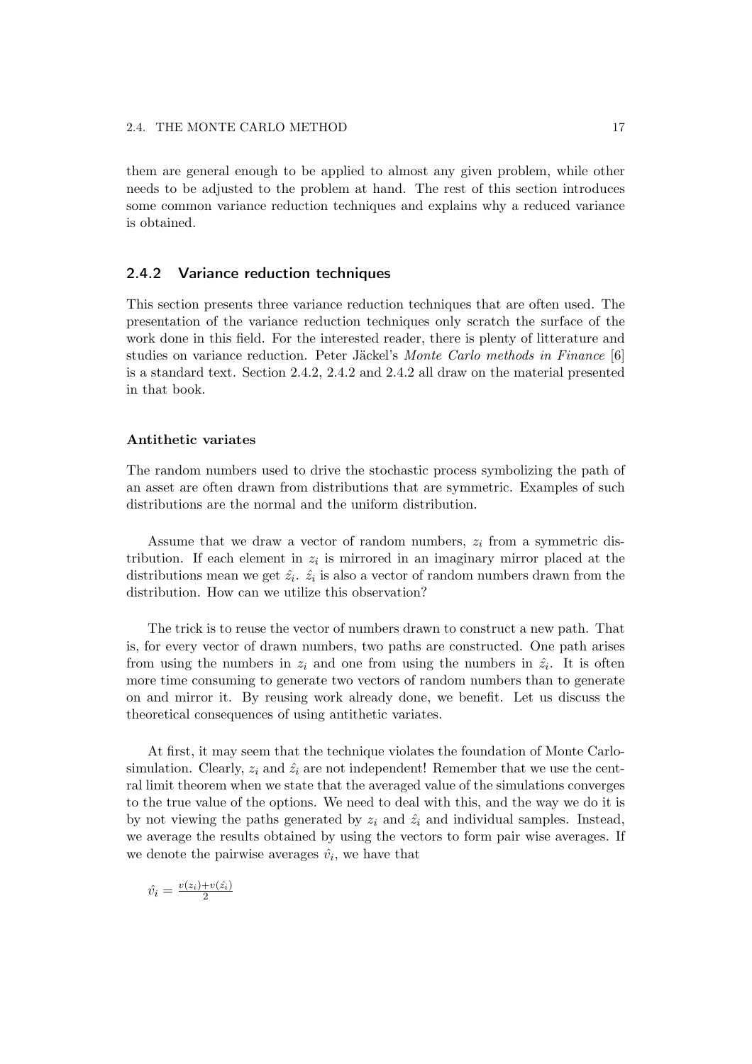them are general enough to be applied to almost any given problem, while other needs to be adjusted to the problem at hand. The rest of this section introduces some common variance reduction techniques and explains why a reduced variance is obtained.

### 2.4.2 Variance reduction techniques

This section presents three variance reduction techniques that are often used. The presentation of the variance reduction techniques only scratch the surface of the work done in this field. For the interested reader, there is plenty of litterature and studies on variance reduction. Peter Jäckel's *Monte Carlo methods in Finance* [6] is a standard text. Section 2.4.2, 2.4.2 and 2.4.2 all draw on the material presented in that book.

#### Antithetic variates

The random numbers used to drive the stochastic process symbolizing the path of an asset are often drawn from distributions that are symmetric. Examples of such distributions are the normal and the uniform distribution.

Assume that we draw a vector of random numbers, $z_i$ from a symmetric distribution. If each element in $z_i$ is mirrored in an imaginary mirror placed at the distributions mean we get $\hat{z_i}$. $\hat{z_i}$ is also a vector of random numbers drawn from the distribution. How can we utilize this observation?

The trick is to reuse the vector of numbers drawn to construct a new path. That is, for every vector of drawn numbers, two paths are constructed. One path arises from using the numbers in $z_i$ and one from using the numbers in $\hat{z_i}$. It is often more time consuming to generate two vectors of random numbers than to generate on and mirror it. By reusing work already done, we benefit. Let us discuss the theoretical consequences of using antithetic variates.

At first, it may seem that the technique violates the foundation of Monte Carlo-simulation. Clearly, $z_i$ and $\hat{z_i}$ are not independent! Remember that we use the central limit theorem when we state that the averaged value of the simulations converges to the true value of the options. We need to deal with this, and the way we do it is by not viewing the paths generated by $z_i$ and $\hat{z_i}$ and individual samples. Instead, we average the results obtained by using the vectors to form pair wise averages. If we denote the pairwise averages $\hat{v_i}$, we have that

$\hat{v_i} = \frac{v(z_i)+v(\hat{z_i})}{2}$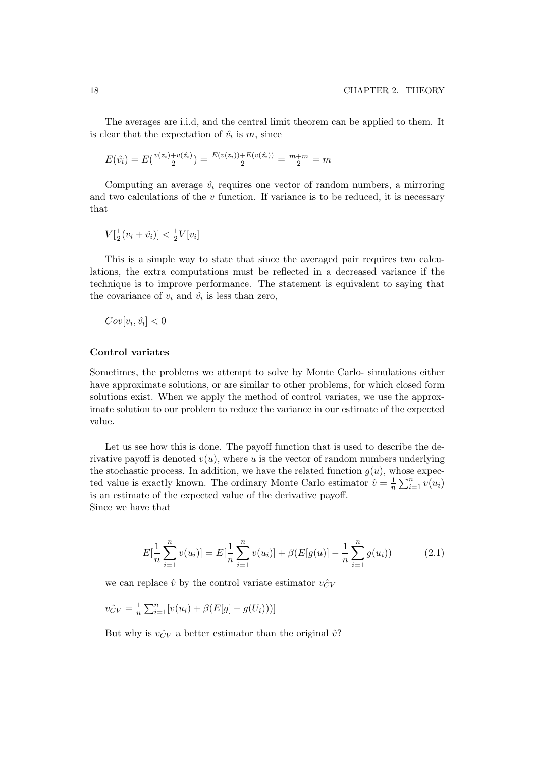The averages are i.i.d, and the central limit theorem can be applied to them. It is clear that the expectation of $\hat{v}_i$ is $m$, since

$E(\hat{v}_i) = E(\frac{v(z_i)+v(\hat{z_i})}{2}) = \frac{E(v(z_i))+E(v(\hat{z_i}))}{2} = \frac{m+m}{2} = m$

Computing an average $\hat{v}_i$ requires one vector of random numbers, a mirroring and two calculations of the $v$ function. If variance is to be reduced, it is necessary that

$V[\frac{1}{2}(v_i + \hat{v}_i)] < \frac{1}{2}V[v_i]$

This is a simple way to state that since the averaged pair requires two calculations, the extra computations must be reflected in a decreased variance if the technique is to improve performance. The statement is equivalent to saying that the covariance of $v_i$ and $\hat{v}_i$ is less than zero,

$Cov[v_i, \hat{v}_i] < 0$

**Control variates**

Sometimes, the problems we attempt to solve by Monte Carlo- simulations either have approximate solutions, or are similar to other problems, for which closed form solutions exist. When we apply the method of control variates, we use the approximate solution to our problem to reduce the variance in our estimate of the expected value.

Let us see how this is done. The payoff function that is used to describe the derivative payoff is denoted $v(u)$, where $u$ is the vector of random numbers underlying the stochastic process. In addition, we have the related function $g(u)$, whose expected value is exactly known. The ordinary Monte Carlo estimator $\hat{v} = \frac{1}{n}\sum_{i=1}^{n} v(u_i)$ is an estimate of the expected value of the derivative payoff.
Since we have that

$$E[\frac{1}{n}\sum_{i=1}^{n} v(u_i)] = E[\frac{1}{n}\sum_{i=1}^{n} v(u_i)] + \beta(E[g(u)] - \frac{1}{n}\sum_{i=1}^{n} g(u_i)) \tag{2.1}$$

we can replace $\hat{v}$ by the control variate estimator $v\hat{_{CV}}$

$v\hat{_{CV}} = \frac{1}{n}\sum_{i=1}^{n}[v(u_i) + \beta(E[g] - g(U_i)))]$

But why is $v\hat{_{CV}}$ a better estimator than the original $\hat{v}$?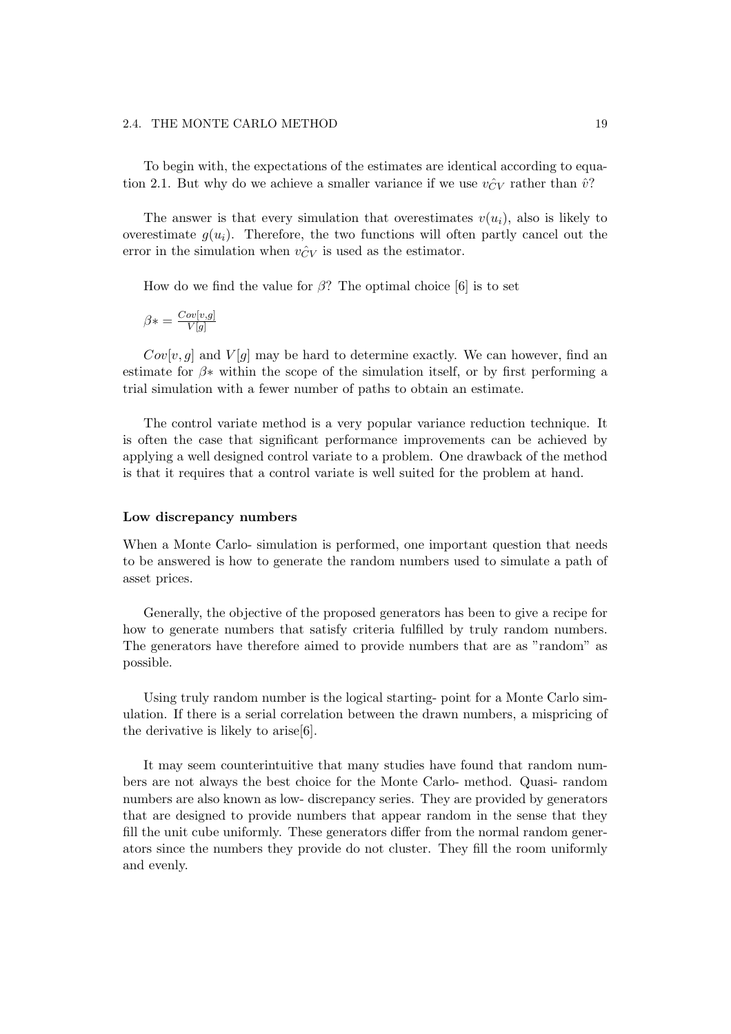To begin with, the expectations of the estimates are identical according to equation 2.1. But why do we achieve a smaller variance if we use $\hat{v_{CV}}$ rather than $\hat{v}$?

The answer is that every simulation that overestimates $v(u_i)$, also is likely to overestimate $g(u_i)$. Therefore, the two functions will often partly cancel out the error in the simulation when $\hat{v_{CV}}$ is used as the estimator.

How do we find the value for $\beta$? The optimal choice [6] is to set

$\beta* = \frac{Cov[v,g]}{V[g]}$

$Cov[v, g]$ and $V[g]$ may be hard to determine exactly. We can however, find an estimate for $\beta*$ within the scope of the simulation itself, or by first performing a trial simulation with a fewer number of paths to obtain an estimate.

The control variate method is a very popular variance reduction technique. It is often the case that significant performance improvements can be achieved by applying a well designed control variate to a problem. One drawback of the method is that it requires that a control variate is well suited for the problem at hand.

**Low discrepancy numbers**

When a Monte Carlo- simulation is performed, one important question that needs to be answered is how to generate the random numbers used to simulate a path of asset prices.

Generally, the objective of the proposed generators has been to give a recipe for how to generate numbers that satisfy criteria fulfilled by truly random numbers. The generators have therefore aimed to provide numbers that are as "random" as possible.

Using truly random number is the logical starting- point for a Monte Carlo simulation. If there is a serial correlation between the drawn numbers, a mispricing of the derivative is likely to arise[6].

It may seem counterintuitive that many studies have found that random numbers are not always the best choice for the Monte Carlo- method. Quasi- random numbers are also known as low- discrepancy series. They are provided by generators that are designed to provide numbers that appear random in the sense that they fill the unit cube uniformly. These generators differ from the normal random generators since the numbers they provide do not cluster. They fill the room uniformly and evenly.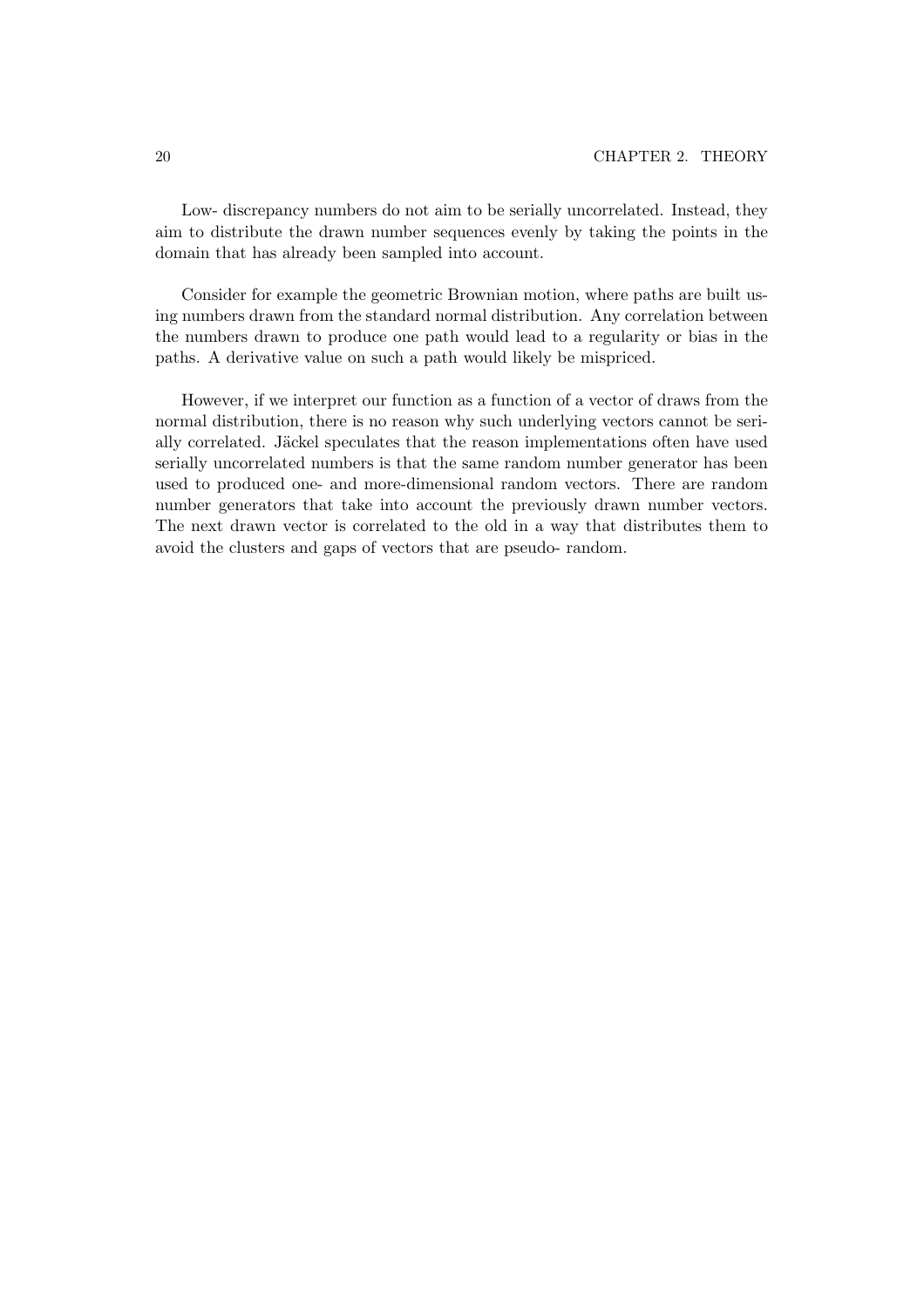Low- discrepancy numbers do not aim to be serially uncorrelated. Instead, they aim to distribute the drawn number sequences evenly by taking the points in the domain that has already been sampled into account.

Consider for example the geometric Brownian motion, where paths are built using numbers drawn from the standard normal distribution. Any correlation between the numbers drawn to produce one path would lead to a regularity or bias in the paths. A derivative value on such a path would likely be mispriced.

However, if we interpret our function as a function of a vector of draws from the normal distribution, there is no reason why such underlying vectors cannot be serially correlated. Jäckel speculates that the reason implementations often have used serially uncorrelated numbers is that the same random number generator has been used to produced one- and more-dimensional random vectors. There are random number generators that take into account the previously drawn number vectors. The next drawn vector is correlated to the old in a way that distributes them to avoid the clusters and gaps of vectors that are pseudo- random.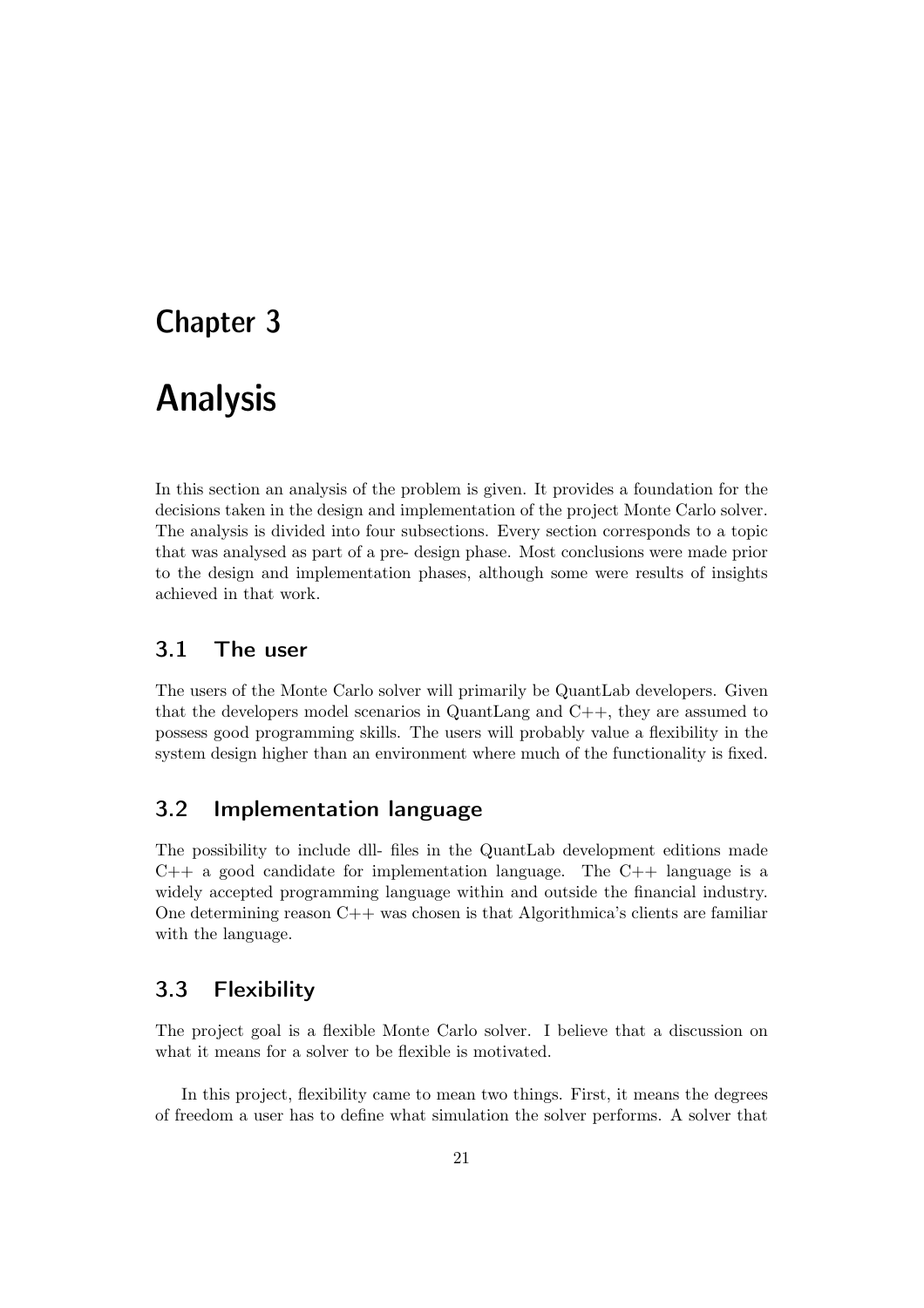# Chapter 3

# Analysis

In this section an analysis of the problem is given. It provides a foundation for the decisions taken in the design and implementation of the project Monte Carlo solver. The analysis is divided into four subsections. Every section corresponds to a topic that was analysed as part of a pre- design phase. Most conclusions were made prior to the design and implementation phases, although some were results of insights achieved in that work.

## 3.1 The user

The users of the Monte Carlo solver will primarily be QuantLab developers. Given that the developers model scenarios in QuantLang and C++, they are assumed to possess good programming skills. The users will probably value a flexibility in the system design higher than an environment where much of the functionality is fixed.

## 3.2 Implementation language

The possibility to include dll- files in the QuantLab development editions made C++ a good candidate for implementation language. The C++ language is a widely accepted programming language within and outside the financial industry. One determining reason C++ was chosen is that Algorithmica's clients are familiar with the language.

## 3.3 Flexibility

The project goal is a flexible Monte Carlo solver. I believe that a discussion on what it means for a solver to be flexible is motivated.

In this project, flexibility came to mean two things. First, it means the degrees of freedom a user has to define what simulation the solver performs. A solver that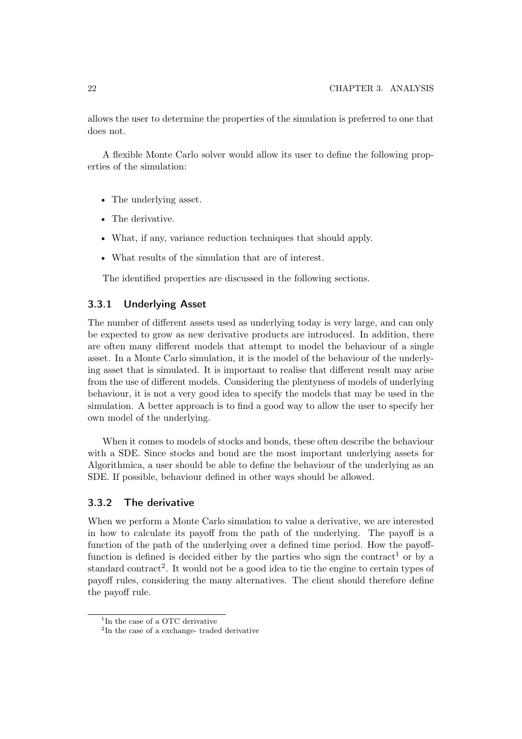allows the user to determine the properties of the simulation is preferred to one that does not.

A flexible Monte Carlo solver would allow its user to define the following properties of the simulation:

- The underlying asset.
- The derivative.
- What, if any, variance reduction techniques that should apply.
- What results of the simulation that are of interest.

The identified properties are discussed in the following sections.

### 3.3.1 Underlying Asset

The number of different assets used as underlying today is very large, and can only be expected to grow as new derivative products are introduced. In addition, there are often many different models that attempt to model the behaviour of a single asset. In a Monte Carlo simulation, it is the model of the behaviour of the underlying asset that is simulated. It is important to realise that different result may arise from the use of different models. Considering the plentyness of models of underlying behaviour, it is not a very good idea to specify the models that may be used in the simulation. A better approach is to find a good way to allow the user to specify her own model of the underlying.

When it comes to models of stocks and bonds, these often describe the behaviour with a SDE. Since stocks and bond are the most important underlying assets for Algorithmica, a user should be able to define the behaviour of the underlying as an SDE. If possible, behaviour defined in other ways should be allowed.

### 3.3.2 The derivative

When we perform a Monte Carlo simulation to value a derivative, we are interested in how to calculate its payoff from the path of the underlying. The payoff is a function of the path of the underlying over a defined time period. How the payoff-function is defined is decided either by the parties who sign the contract[1] or by a standard contract[2]. It would not be a good idea to tie the engine to certain types of payoff rules, considering the many alternatives. The client should therefore define the payoff rule.

[1] In the case of a OTC derivative

[2] In the case of a exchange- traded derivative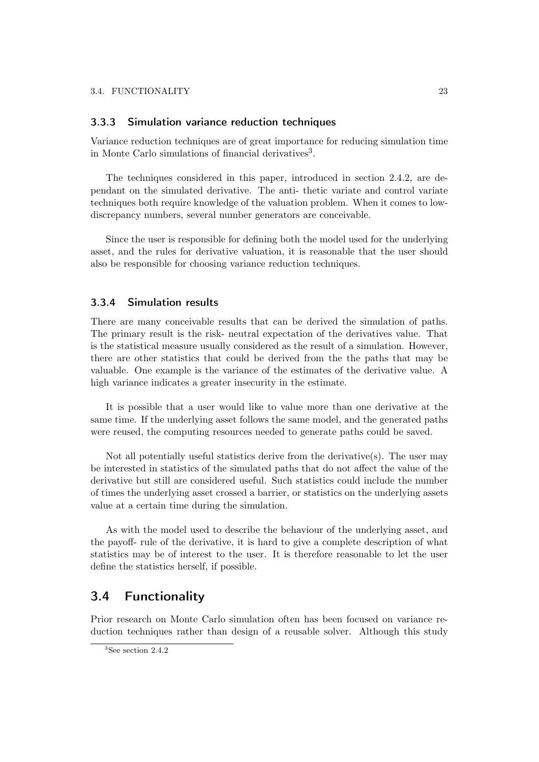### 3.3.3 Simulation variance reduction techniques

Variance reduction techniques are of great importance for reducing simulation time in Monte Carlo simulations of financial derivatives[3].

The techniques considered in this paper, introduced in section 2.4.2, are dependant on the simulated derivative. The anti- thetic variate and control variate techniques both require knowledge of the valuation problem. When it comes to low-discrepancy numbers, several number generators are conceivable.

Since the user is responsible for defining both the model used for the underlying asset, and the rules for derivative valuation, it is reasonable that the user should also be responsible for choosing variance reduction techniques.

### 3.3.4 Simulation results

There are many conceivable results that can be derived the simulation of paths. The primary result is the risk- neutral expectation of the derivatives value. That is the statistical measure usually considered as the result of a simulation. However, there are other statistics that could be derived from the the paths that may be valuable. One example is the variance of the estimates of the derivative value. A high variance indicates a greater insecurity in the estimate.

It is possible that a user would like to value more than one derivative at the same time. If the underlying asset follows the same model, and the generated paths were reused, the computing resources needed to generate paths could be saved.

Not all potentially useful statistics derive from the derivative(s). The user may be interested in statistics of the simulated paths that do not affect the value of the derivative but still are considered useful. Such statistics could include the number of times the underlying asset crossed a barrier, or statistics on the underlying assets value at a certain time during the simulation.

As with the model used to describe the behaviour of the underlying asset, and the payoff- rule of the derivative, it is hard to give a complete description of what statistics may be of interest to the user. It is therefore reasonable to let the user define the statistics herself, if possible.

## 3.4 Functionality

Prior research on Monte Carlo simulation often has been focused on variance reduction techniques rather than design of a reusable solver. Although this study

[3] See section 2.4.2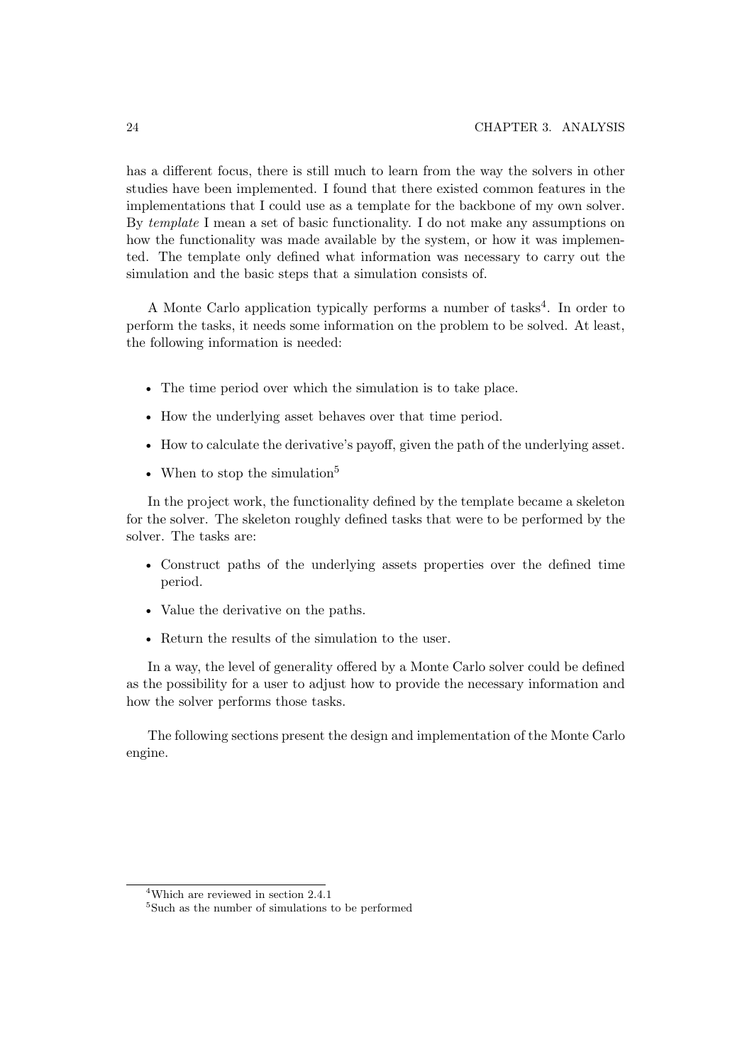has a different focus, there is still much to learn from the way the solvers in other studies have been implemented. I found that there existed common features in the implementations that I could use as a template for the backbone of my own solver. By *template* I mean a set of basic functionality. I do not make any assumptions on how the functionality was made available by the system, or how it was implemented. The template only defined what information was necessary to carry out the simulation and the basic steps that a simulation consists of.

A Monte Carlo application typically performs a number of tasks[4]. In order to perform the tasks, it needs some information on the problem to be solved. At least, the following information is needed:

- The time period over which the simulation is to take place.
- How the underlying asset behaves over that time period.
- How to calculate the derivative's payoff, given the path of the underlying asset.
- When to stop the simulation[5]

In the project work, the functionality defined by the template became a skeleton for the solver. The skeleton roughly defined tasks that were to be performed by the solver. The tasks are:

- Construct paths of the underlying assets properties over the defined time period.
- Value the derivative on the paths.
- Return the results of the simulation to the user.

In a way, the level of generality offered by a Monte Carlo solver could be defined as the possibility for a user to adjust how to provide the necessary information and how the solver performs those tasks.

The following sections present the design and implementation of the Monte Carlo engine.

[4] Which are reviewed in section 2.4.1

[5] Such as the number of simulations to be performed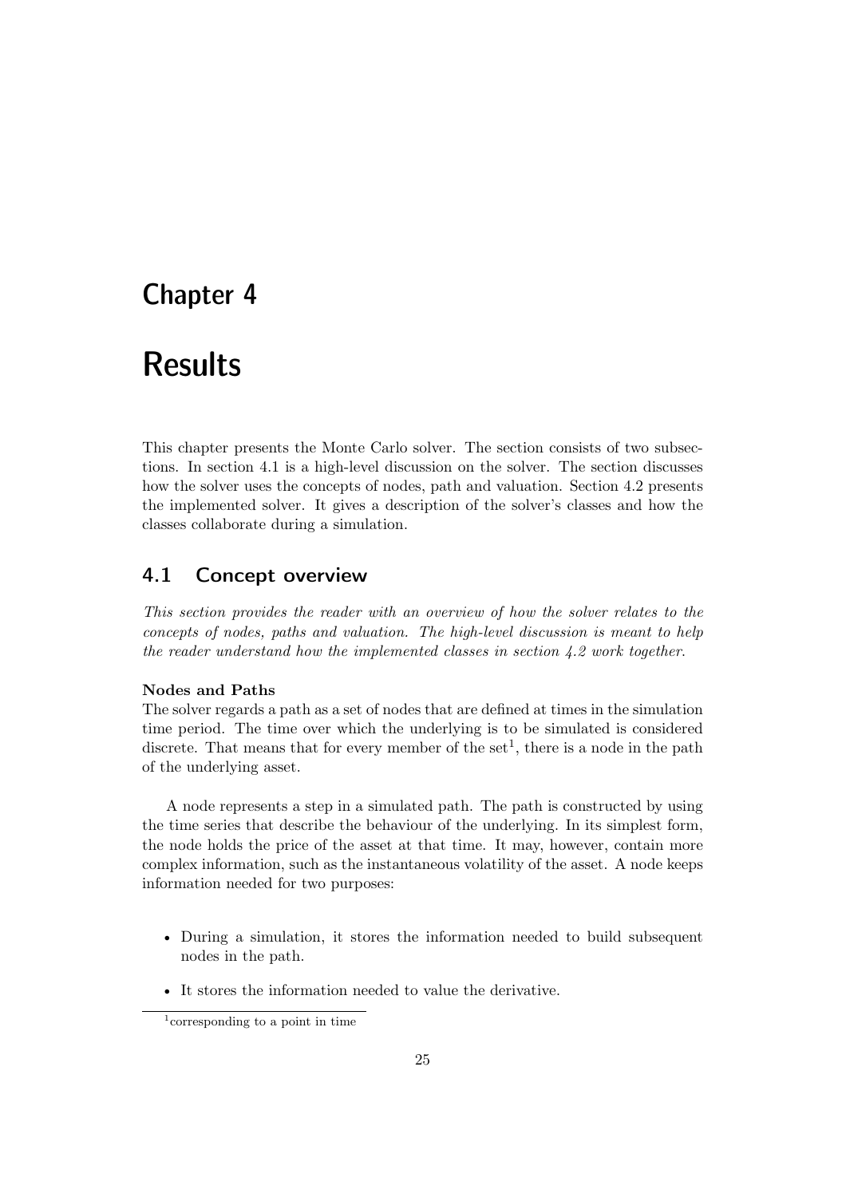# Chapter 4

# Results

This chapter presents the Monte Carlo solver. The section consists of two subsections. In section 4.1 is a high-level discussion on the solver. The section discusses how the solver uses the concepts of nodes, path and valuation. Section 4.2 presents the implemented solver. It gives a description of the solver's classes and how the classes collaborate during a simulation.

## 4.1 Concept overview

*This section provides the reader with an overview of how the solver relates to the concepts of nodes, paths and valuation. The high-level discussion is meant to help the reader understand how the implemented classes in section 4.2 work together.*

**Nodes and Paths**

The solver regards a path as a set of nodes that are defined at times in the simulation time period. The time over which the underlying is to be simulated is considered discrete. That means that for every member of the set[1], there is a node in the path of the underlying asset.

A node represents a step in a simulated path. The path is constructed by using the time series that describe the behaviour of the underlying. In its simplest form, the node holds the price of the asset at that time. It may, however, contain more complex information, such as the instantaneous volatility of the asset. A node keeps information needed for two purposes:

- During a simulation, it stores the information needed to build subsequent nodes in the path.
- It stores the information needed to value the derivative.

[1] corresponding to a point in time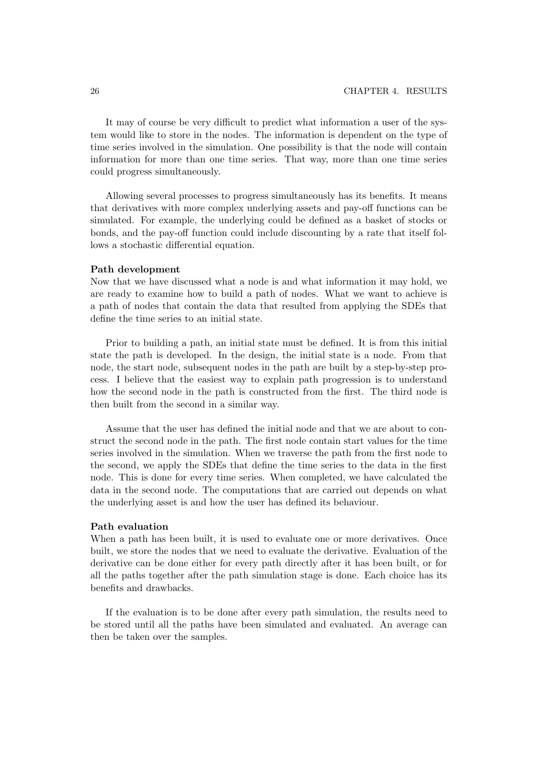It may of course be very difficult to predict what information a user of the system would like to store in the nodes. The information is dependent on the type of time series involved in the simulation. One possibility is that the node will contain information for more than one time series. That way, more than one time series could progress simultaneously.

Allowing several processes to progress simultaneously has its benefits. It means that derivatives with more complex underlying assets and pay-off functions can be simulated. For example, the underlying could be defined as a basket of stocks or bonds, and the pay-off function could include discounting by a rate that itself follows a stochastic differential equation.

**Path development**

Now that we have discussed what a node is and what information it may hold, we are ready to examine how to build a path of nodes. What we want to achieve is a path of nodes that contain the data that resulted from applying the SDEs that define the time series to an initial state.

Prior to building a path, an initial state must be defined. It is from this initial state the path is developed. In the design, the initial state is a node. From that node, the start node, subsequent nodes in the path are built by a step-by-step process. I believe that the easiest way to explain path progression is to understand how the second node in the path is constructed from the first. The third node is then built from the second in a similar way.

Assume that the user has defined the initial node and that we are about to construct the second node in the path. The first node contain start values for the time series involved in the simulation. When we traverse the path from the first node to the second, we apply the SDEs that define the time series to the data in the first node. This is done for every time series. When completed, we have calculated the data in the second node. The computations that are carried out depends on what the underlying asset is and how the user has defined its behaviour.

**Path evaluation**

When a path has been built, it is used to evaluate one or more derivatives. Once built, we store the nodes that we need to evaluate the derivative. Evaluation of the derivative can be done either for every path directly after it has been built, or for all the paths together after the path simulation stage is done. Each choice has its benefits and drawbacks.

If the evaluation is to be done after every path simulation, the results need to be stored until all the paths have been simulated and evaluated. An average can then be taken over the samples.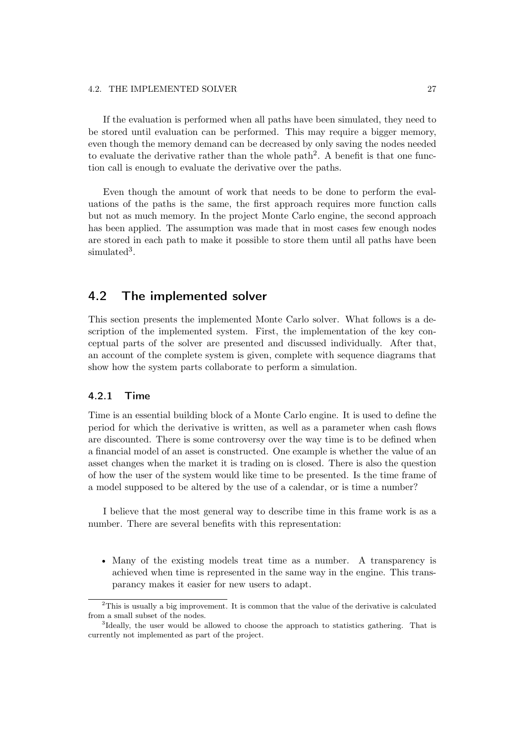If the evaluation is performed when all paths have been simulated, they need to be stored until evaluation can be performed. This may require a bigger memory, even though the memory demand can be decreased by only saving the nodes needed to evaluate the derivative rather than the whole path[2]. A benefit is that one function call is enough to evaluate the derivative over the paths.

Even though the amount of work that needs to be done to perform the evaluations of the paths is the same, the first approach requires more function calls but not as much memory. In the project Monte Carlo engine, the second approach has been applied. The assumption was made that in most cases few enough nodes are stored in each path to make it possible to store them until all paths have been simulated[3].

## 4.2 The implemented solver

This section presents the implemented Monte Carlo solver. What follows is a description of the implemented system. First, the implementation of the key conceptual parts of the solver are presented and discussed individually. After that, an account of the complete system is given, complete with sequence diagrams that show how the system parts collaborate to perform a simulation.

### 4.2.1 Time

Time is an essential building block of a Monte Carlo engine. It is used to define the period for which the derivative is written, as well as a parameter when cash flows are discounted. There is some controversy over the way time is to be defined when a financial model of an asset is constructed. One example is whether the value of an asset changes when the market it is trading on is closed. There is also the question of how the user of the system would like time to be presented. Is the time frame of a model supposed to be altered by the use of a calendar, or is time a number?

I believe that the most general way to describe time in this frame work is as a number. There are several benefits with this representation:

- Many of the existing models treat time as a number. A transparency is achieved when time is represented in the same way in the engine. This transparency makes it easier for new users to adapt.

[2] This is usually a big improvement. It is common that the value of the derivative is calculated from a small subset of the nodes.

[3] Ideally, the user would be allowed to choose the approach to statistics gathering. That is currently not implemented as part of the project.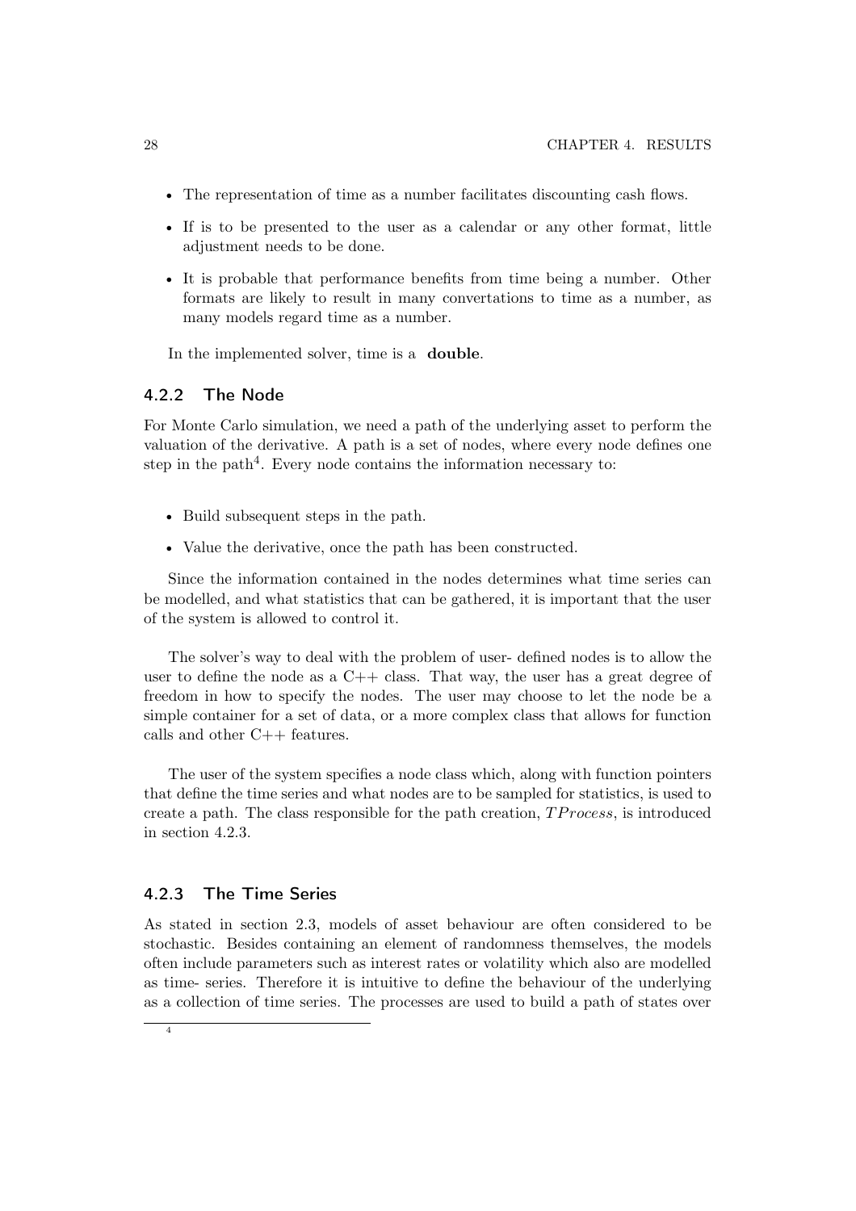- The representation of time as a number facilitates discounting cash flows.
- If is to be presented to the user as a calendar or any other format, little adjustment needs to be done.
- It is probable that performance benefits from time being a number. Other formats are likely to result in many convertations to time as a number, as many models regard time as a number.

In the implemented solver, time is a **double**.

### 4.2.2 The Node

For Monte Carlo simulation, we need a path of the underlying asset to perform the valuation of the derivative. A path is a set of nodes, where every node defines one step in the path[4]. Every node contains the information necessary to:

- Build subsequent steps in the path.
- Value the derivative, once the path has been constructed.

Since the information contained in the nodes determines what time series can be modelled, and what statistics that can be gathered, it is important that the user of the system is allowed to control it.

The solver's way to deal with the problem of user- defined nodes is to allow the user to define the node as a C++ class. That way, the user has a great degree of freedom in how to specify the nodes. The user may choose to let the node be a simple container for a set of data, or a more complex class that allows for function calls and other C++ features.

The user of the system specifies a node class which, along with function pointers that define the time series and what nodes are to be sampled for statistics, is used to create a path. The class responsible for the path creation, $TProcess$, is introduced in section 4.2.3.

### 4.2.3 The Time Series

As stated in section 2.3, models of asset behaviour are often considered to be stochastic. Besides containing an element of randomness themselves, the models often include parameters such as interest rates or volatility which also are modelled as time- series. Therefore it is intuitive to define the behaviour of the underlying as a collection of time series. The processes are used to build a path of states over

[4]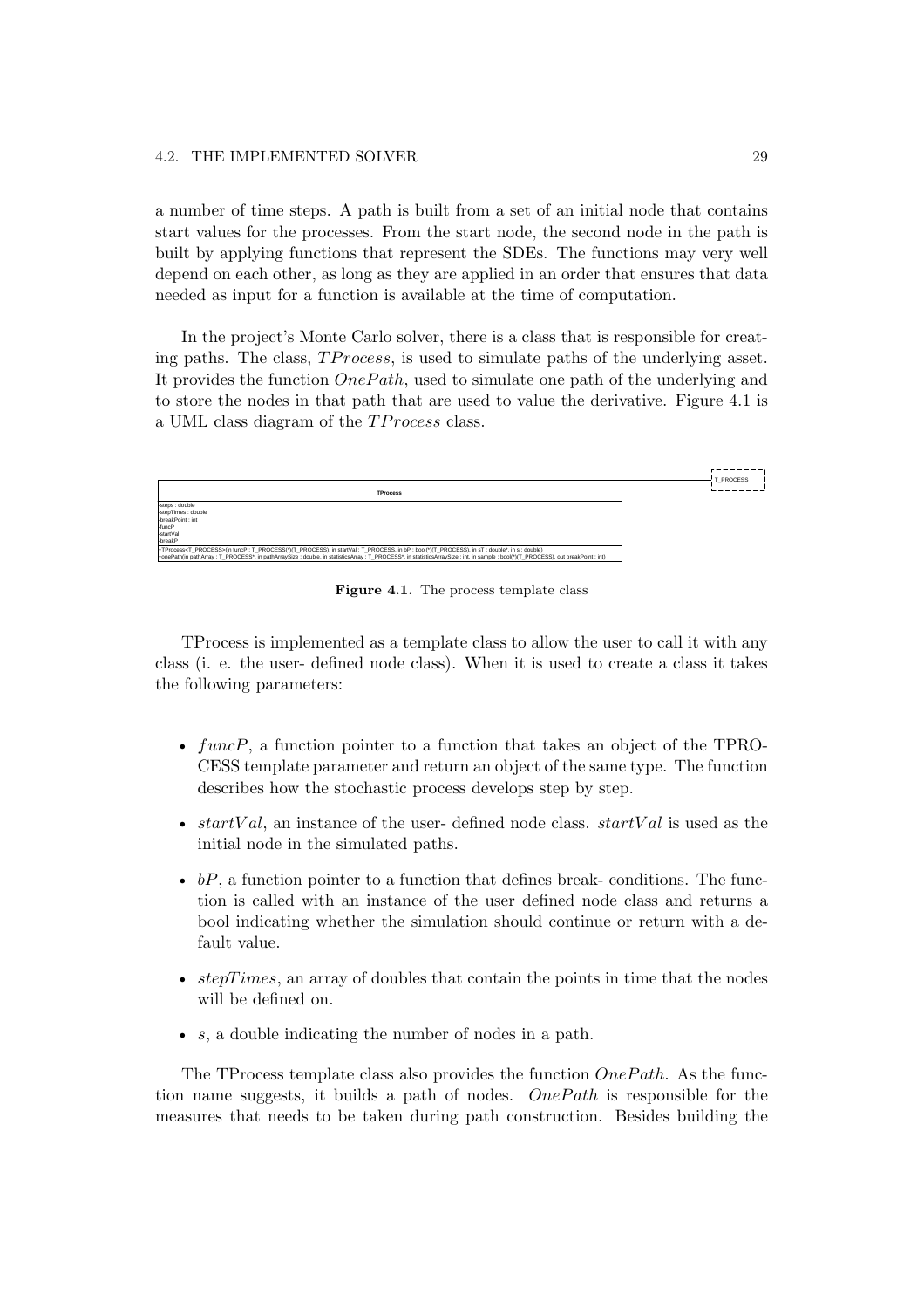a number of time steps. A path is built from a set of an initial node that contains start values for the processes. From the start node, the second node in the path is built by applying functions that represent the SDEs. The functions may very well depend on each other, as long as they are applied in an order that ensures that data needed as input for a function is available at the time of computation.

In the project's Monte Carlo solver, there is a class that is responsible for creating paths. The class, $TProcess$, is used to simulate paths of the underlying asset. It provides the function $OnePath$, used to simulate one path of the underlying and to store the nodes in that path that are used to value the derivative. Figure 4.1 is a UML class diagram of the $TProcess$ class.

```
                                                              T_PROCESS
TProcess
-steps : double
-stepTimes : double
-breakPoint : int
-funcP
-startVal
-breakP
+TProcess<T_PROCESS>(in funcP : T_PROCESS(*)(T_PROCESS), in startVal : T_PROCESS, in bP : bool(*)(T_PROCESS), in sT : double*, in s : double)
+onePath(in pathArray : T_PROCESS*, in pathArraySize : double, in statisticsArray : T_PROCESS*, in statisticsArraySize : int, in sample : bool(*)(T_PROCESS), out breakPoint : int)
```

**Figure 4.1.** The process template class

TProcess is implemented as a template class to allow the user to call it with any class (i. e. the user- defined node class). When it is used to create a class it takes the following parameters:

- $funcP$, a function pointer to a function that takes an object of the TPROCESS template parameter and return an object of the same type. The function describes how the stochastic process develops step by step.
- $startVal$, an instance of the user- defined node class. $startVal$ is used as the initial node in the simulated paths.
- $bP$, a function pointer to a function that defines break- conditions. The function is called with an instance of the user defined node class and returns a bool indicating whether the simulation should continue or return with a default value.
- $stepTimes$, an array of doubles that contain the points in time that the nodes will be defined on.
- $s$, a double indicating the number of nodes in a path.

The TProcess template class also provides the function $OnePath$. As the function name suggests, it builds a path of nodes. $OnePath$ is responsible for the measures that needs to be taken during path construction. Besides building the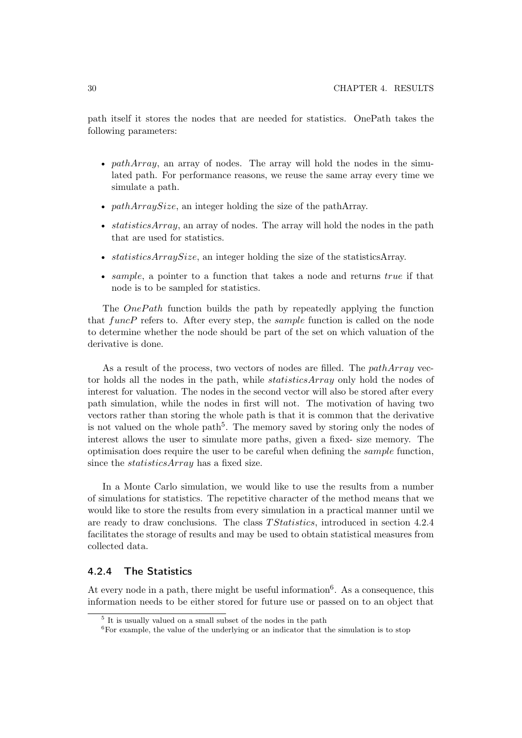path itself it stores the nodes that are needed for statistics. OnePath takes the following parameters:

- *pathArray*, an array of nodes. The array will hold the nodes in the simulated path. For performance reasons, we reuse the same array every time we simulate a path.
- *pathArraySize*, an integer holding the size of the pathArray.
- *statisticsArray*, an array of nodes. The array will hold the nodes in the path that are used for statistics.
- *statisticsArraySize*, an integer holding the size of the statisticsArray.
- *sample*, a pointer to a function that takes a node and returns *true* if that node is to be sampled for statistics.

The *OnePath* function builds the path by repeatedly applying the function that $funcP$ refers to. After every step, the *sample* function is called on the node to determine whether the node should be part of the set on which valuation of the derivative is done.

As a result of the process, two vectors of nodes are filled. The *pathArray* vector holds all the nodes in the path, while *statisticsArray* only hold the nodes of interest for valuation. The nodes in the second vector will also be stored after every path simulation, while the nodes in first will not. The motivation of having two vectors rather than storing the whole path is that it is common that the derivative is not valued on the whole path[5]. The memory saved by storing only the nodes of interest allows the user to simulate more paths, given a fixed- size memory. The optimisation does require the user to be careful when defining the *sample* function, since the *statisticsArray* has a fixed size.

In a Monte Carlo simulation, we would like to use the results from a number of simulations for statistics. The repetitive character of the method means that we would like to store the results from every simulation in a practical manner until we are ready to draw conclusions. The class $TStatistics$, introduced in section 4.2.4 facilitates the storage of results and may be used to obtain statistical measures from collected data.

### 4.2.4 The Statistics

At every node in a path, there might be useful information[6]. As a consequence, this information needs to be either stored for future use or passed on to an object that

[5] It is usually valued on a small subset of the nodes in the path

[6] For example, the value of the underlying or an indicator that the simulation is to stop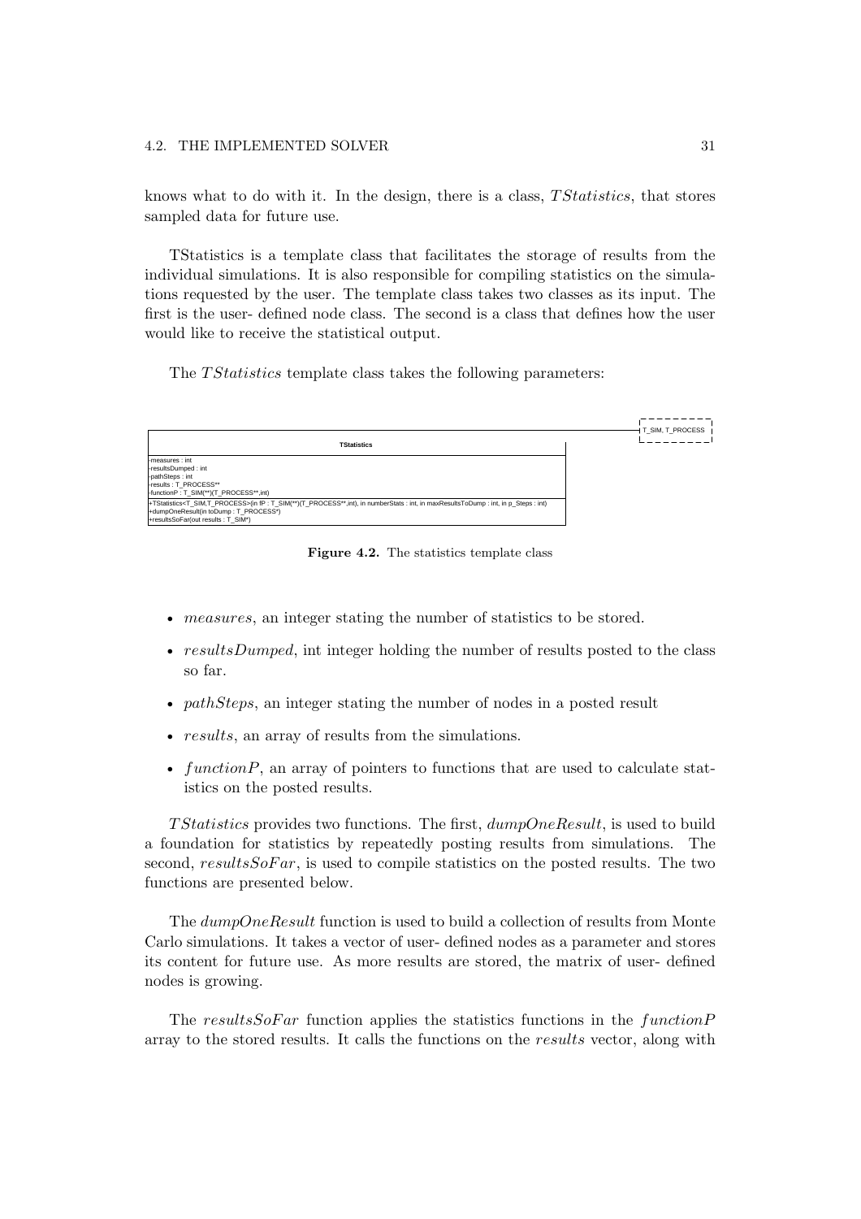knows what to do with it. In the design, there is a class, *TStatistics*, that stores sampled data for future use.

TStatistics is a template class that facilitates the storage of results from the individual simulations. It is also responsible for compiling statistics on the simulations requested by the user. The template class takes two classes as its input. The first is the user- defined node class. The second is a class that defines how the user would like to receive the statistical output.

The *TStatistics* template class takes the following parameters:

```
T_SIM, T_PROCESS

TStatistics
-measures : int
-resultsDumped : int
-pathSteps : int
-results : T_PROCESS**
-functionP : T_SIM(**)(T_PROCESS**,int)
+TStatistics<T_SIM,T_PROCESS>(in fP : T_SIM(**)(T_PROCESS**,int), in numberStats : int, in maxResultsToDump : int, in p_Steps : int)
+dumpOneResult(in toDump : T_PROCESS*)
+resultsSoFar(out results : T_SIM*)
```

**Figure 4.2.** The statistics template class

- *measures*, an integer stating the number of statistics to be stored.
- *resultsDumped*, int integer holding the number of results posted to the class so far.
- *pathSteps*, an integer stating the number of nodes in a posted result
- *results*, an array of results from the simulations.
- *functionP*, an array of pointers to functions that are used to calculate statistics on the posted results.

*TStatistics* provides two functions. The first, *dumpOneResult*, is used to build a foundation for statistics by repeatedly posting results from simulations. The second, *resultsSoFar*, is used to compile statistics on the posted results. The two functions are presented below.

The *dumpOneResult* function is used to build a collection of results from Monte Carlo simulations. It takes a vector of user- defined nodes as a parameter and stores its content for future use. As more results are stored, the matrix of user- defined nodes is growing.

The *resultsSoFar* function applies the statistics functions in the *functionP* array to the stored results. It calls the functions on the *results* vector, along with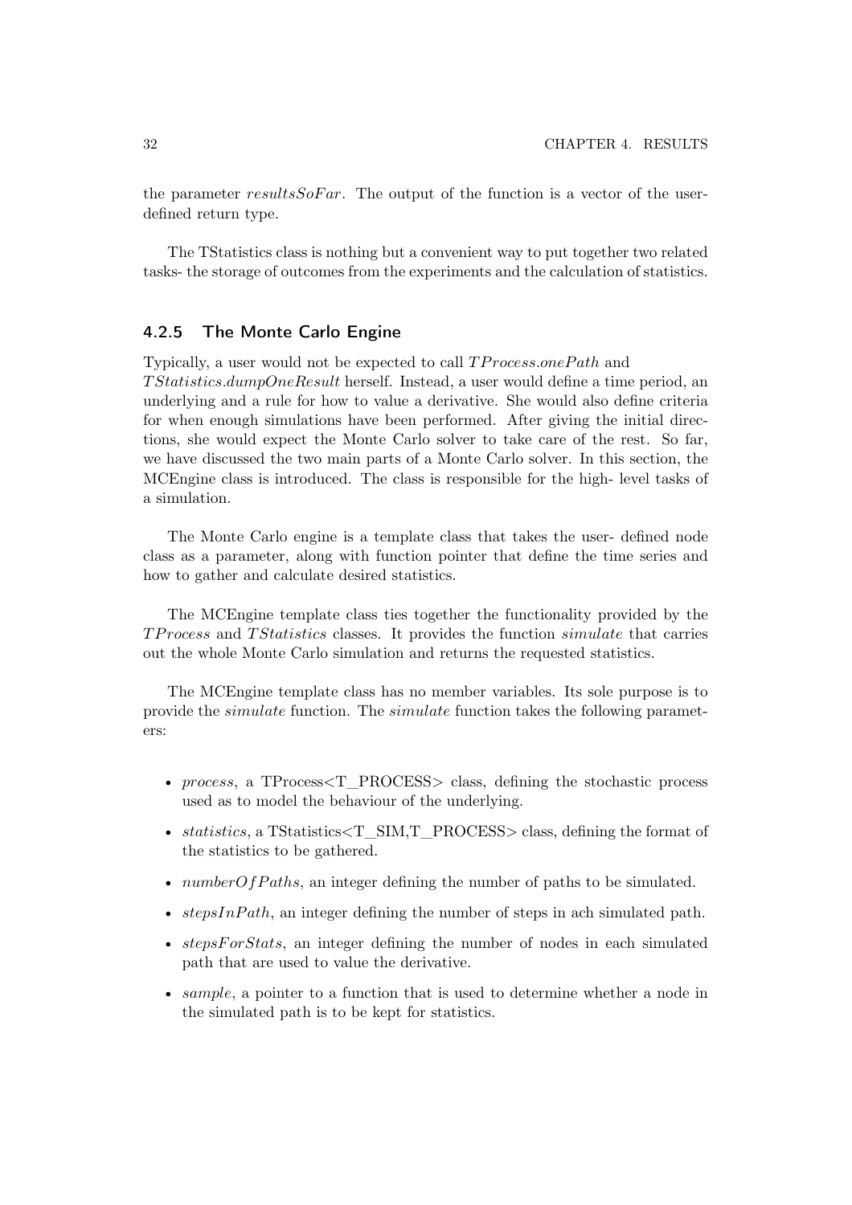the parameter *resultsSoFar*. The output of the function is a vector of the user-defined return type.

The TStatistics class is nothing but a convenient way to put together two related tasks- the storage of outcomes from the experiments and the calculation of statistics.

### 4.2.5 The Monte Carlo Engine

Typically, a user would not be expected to call *TProcess.onePath* and *TStatistics.dumpOneResult* herself. Instead, a user would define a time period, an underlying and a rule for how to value a derivative. She would also define criteria for when enough simulations have been performed. After giving the initial directions, she would expect the Monte Carlo solver to take care of the rest. So far, we have discussed the two main parts of a Monte Carlo solver. In this section, the MCEngine class is introduced. The class is responsible for the high- level tasks of a simulation.

The Monte Carlo engine is a template class that takes the user- defined node class as a parameter, along with function pointer that define the time series and how to gather and calculate desired statistics.

The MCEngine template class ties together the functionality provided by the *TProcess* and *TStatistics* classes. It provides the function *simulate* that carries out the whole Monte Carlo simulation and returns the requested statistics.

The MCEngine template class has no member variables. Its sole purpose is to provide the *simulate* function. The *simulate* function takes the following parameters:

- *process*, a TProcess<T_PROCESS> class, defining the stochastic process used as to model the behaviour of the underlying.
- *statistics*, a TStatistics<T_SIM,T_PROCESS> class, defining the format of the statistics to be gathered.
- *numberOfPaths*, an integer defining the number of paths to be simulated.
- *stepsInPath*, an integer defining the number of steps in ach simulated path.
- *stepsForStats*, an integer defining the number of nodes in each simulated path that are used to value the derivative.
- *sample*, a pointer to a function that is used to determine whether a node in the simulated path is to be kept for statistics.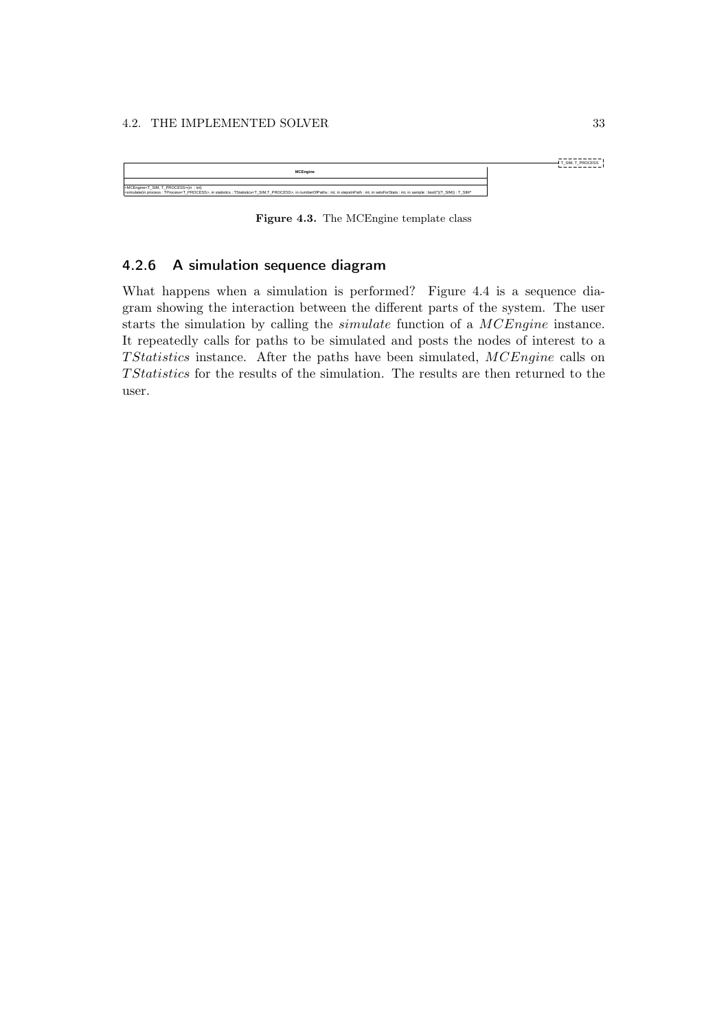| MCEngine |
| --- |
| |
| +MCEngine<T_SIM, T_PROCESS>(in : int) |
| +simulate(in process : TProcess<T_PROCESS>, in statistics : TStatistics<T_SIM,T_PROCESS>, in numberOfPaths : int, in stepsInPath : int, in setsForStats : int, in sample : bool(*)(T_SIM)) : T_SIM* |

T_SIM, T_PROCESS

**Figure 4.3.** The MCEngine template class

### 4.2.6 A simulation sequence diagram

What happens when a simulation is performed? Figure 4.4 is a sequence diagram showing the interaction between the different parts of the system. The user starts the simulation by calling the *simulate* function of a *MCEngine* instance. It repeatedly calls for paths to be simulated and posts the nodes of interest to a *TStatistics* instance. After the paths have been simulated, *MCEngine* calls on *TStatistics* for the results of the simulation. The results are then returned to the user.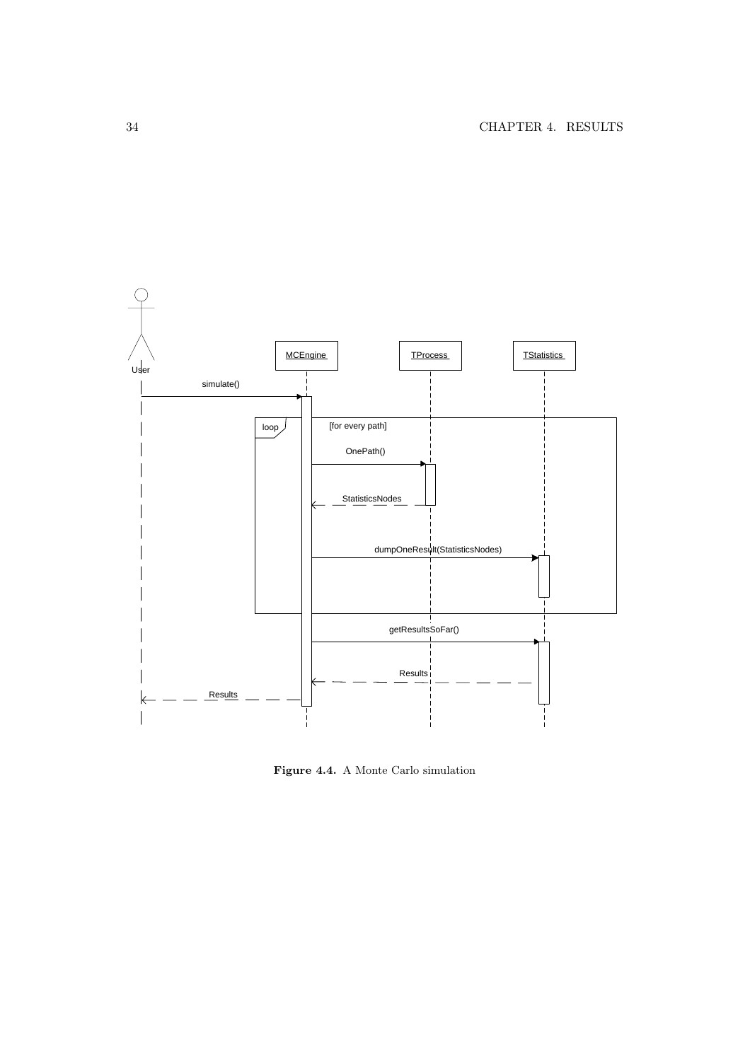Figure 4.4. A Monte Carlo simulation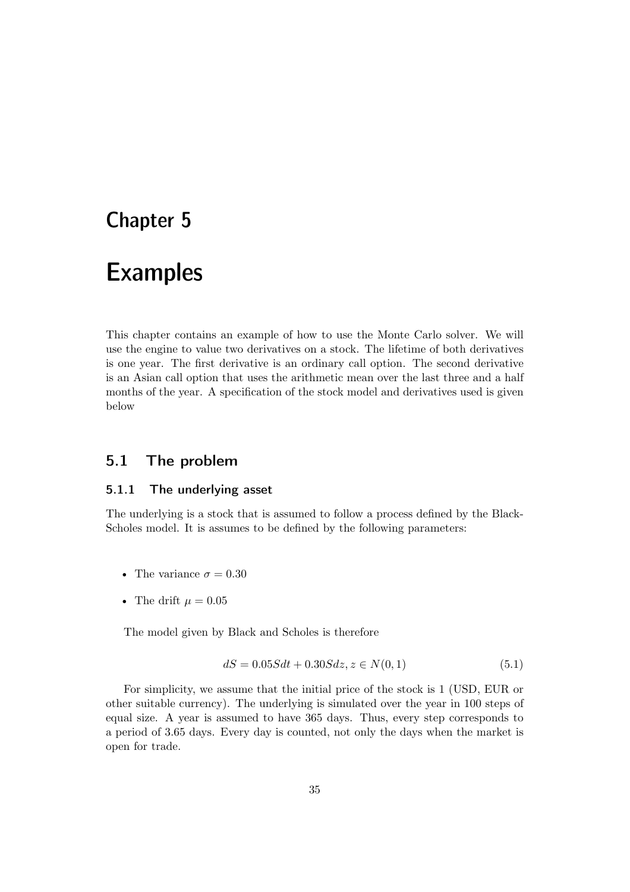# Chapter 5

# Examples

This chapter contains an example of how to use the Monte Carlo solver. We will use the engine to value two derivatives on a stock. The lifetime of both derivatives is one year. The first derivative is an ordinary call option. The second derivative is an Asian call option that uses the arithmetic mean over the last three and a half months of the year. A specification of the stock model and derivatives used is given below

## 5.1 The problem

### 5.1.1 The underlying asset

The underlying is a stock that is assumed to follow a process defined by the Black-Scholes model. It is assumes to be defined by the following parameters:

- The variance $\sigma = 0.30$
- The drift $\mu = 0.05$

The model given by Black and Scholes is therefore

$$dS = 0.05Sdt + 0.30Sdz, z \in N(0, 1) \tag{5.1}$$

For simplicity, we assume that the initial price of the stock is 1 (USD, EUR or other suitable currency). The underlying is simulated over the year in 100 steps of equal size. A year is assumed to have 365 days. Thus, every step corresponds to a period of 3.65 days. Every day is counted, not only the days when the market is open for trade.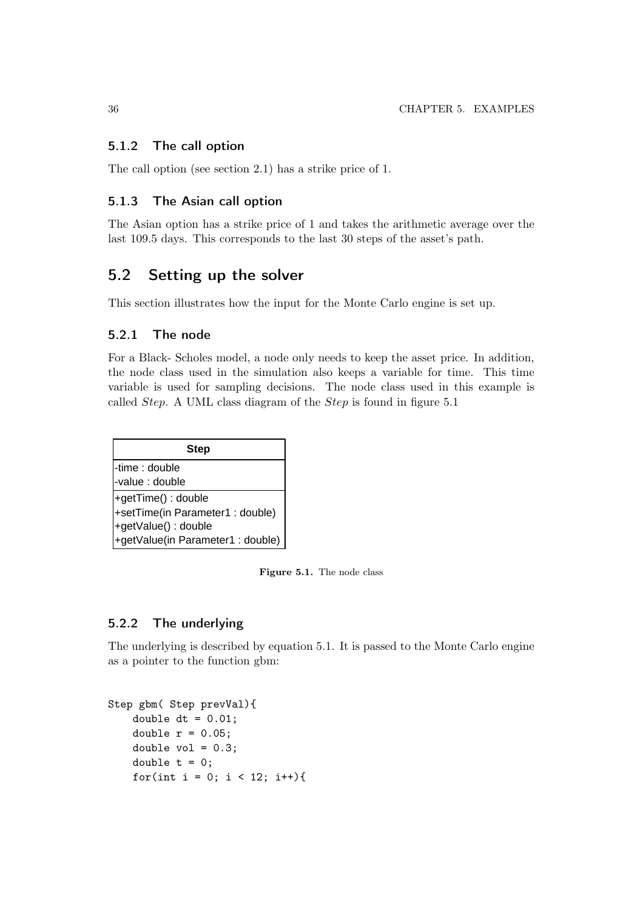### 5.1.2 The call option

The call option (see section 2.1) has a strike price of 1.

### 5.1.3 The Asian call option

The Asian option has a strike price of 1 and takes the arithmetic average over the last 109.5 days. This corresponds to the last 30 steps of the asset's path.

## 5.2 Setting up the solver

This section illustrates how the input for the Monte Carlo engine is set up.

### 5.2.1 The node

For a Black- Scholes model, a node only needs to keep the asset price. In addition, the node class used in the simulation also keeps a variable for time. This time variable is used for sampling decisions. The node class used in this example is called *Step*. A UML class diagram of the *Step* is found in figure 5.1

| **Step** |
|---|
| -time : double<br>-value : double |
| +getTime() : double<br>+setTime(in Parameter1 : double)<br>+getValue() : double<br>+getValue(in Parameter1 : double) |

**Figure 5.1.** The node class

### 5.2.2 The underlying

The underlying is described by equation 5.1. It is passed to the Monte Carlo engine as a pointer to the function gbm:

```
Step gbm( Step prevVal){
    double dt = 0.01;
    double r = 0.05;
    double vol = 0.3;
    double t = 0;
    for(int i = 0; i < 12; i++){
```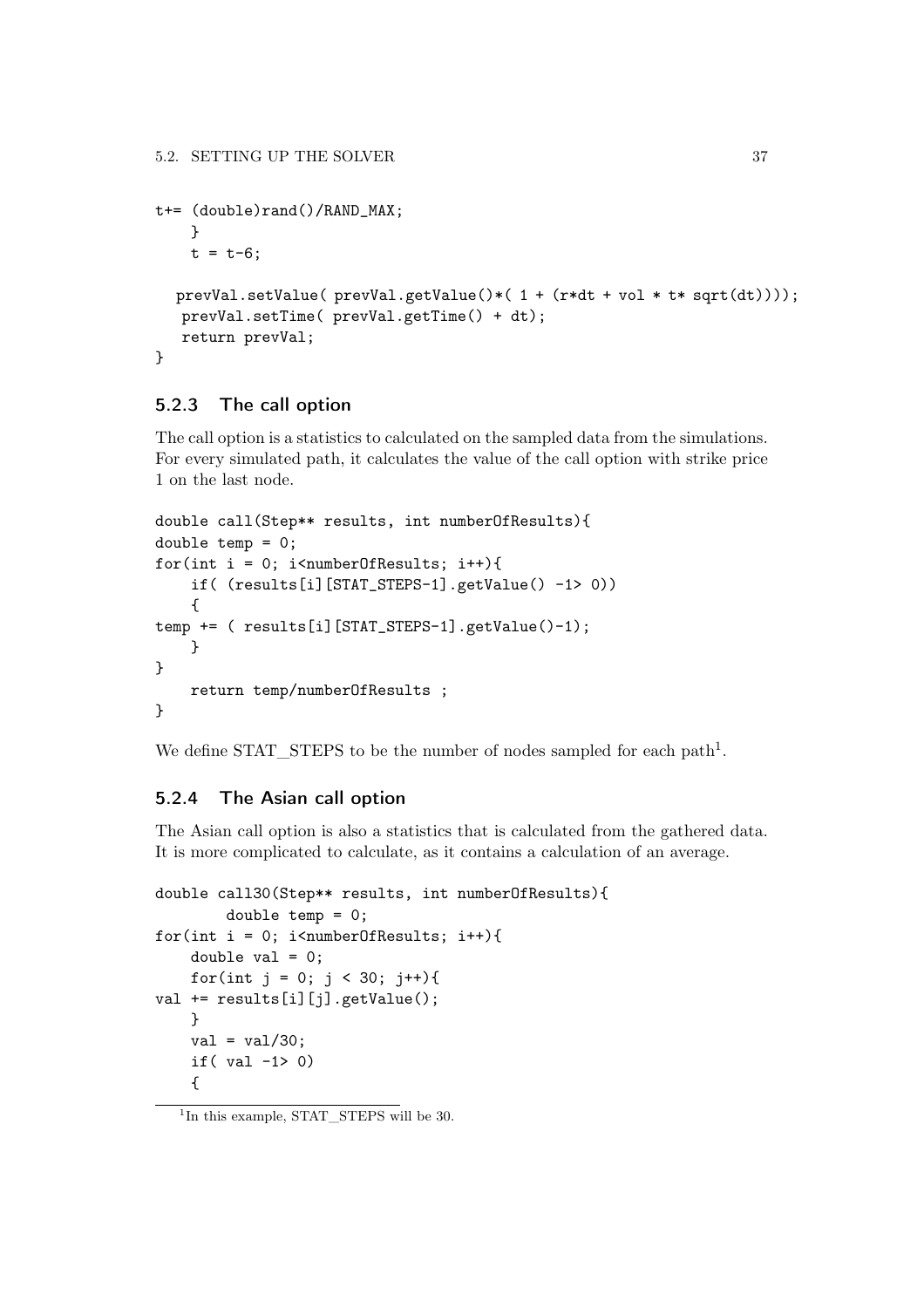```
t+= (double)rand()/RAND_MAX;
    }
    t = t-6;

   prevVal.setValue( prevVal.getValue()*( 1 + (r*dt + vol * t* sqrt(dt))));
   prevVal.setTime( prevVal.getTime() + dt);
   return prevVal;
}
```

### 5.2.3 The call option

The call option is a statistics to calculated on the sampled data from the simulations. For every simulated path, it calculates the value of the call option with strike price 1 on the last node.

```
double call(Step** results, int numberOfResults){
double temp = 0;
for(int i = 0; i<numberOfResults; i++){
    if( (results[i][STAT_STEPS-1].getValue() -1> 0))
    {
temp += ( results[i][STAT_STEPS-1].getValue()-1);
    }
}
    return temp/numberOfResults ;
}
```

We define STAT_STEPS to be the number of nodes sampled for each path[1].

### 5.2.4 The Asian call option

The Asian call option is also a statistics that is calculated from the gathered data. It is more complicated to calculate, as it contains a calculation of an average.

```
double call30(Step** results, int numberOfResults){
        double temp = 0;
for(int i = 0; i<numberOfResults; i++){
    double val = 0;
    for(int j = 0; j < 30; j++){
val += results[i][j].getValue();
    }
    val = val/30;
    if( val -1> 0)
    {
```

[1] In this example, STAT_STEPS will be 30.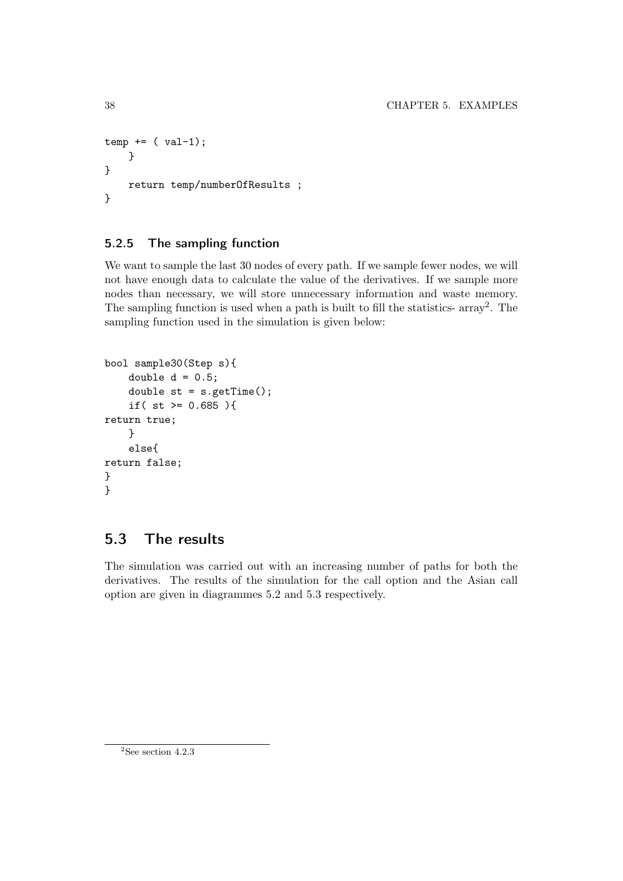```
temp += ( val-1);
    }
}
    return temp/numberOfResults ;
}
```

### 5.2.5 The sampling function

We want to sample the last 30 nodes of every path. If we sample fewer nodes, we will not have enough data to calculate the value of the derivatives. If we sample more nodes than necessary, we will store unnecessary information and waste memory. The sampling function is used when a path is built to fill the statistics- array[2]. The sampling function used in the simulation is given below:

```
bool sample30(Step s){
    double d = 0.5;
    double st = s.getTime();
    if( st >= 0.685 ){
return true;
    }
    else{
return false;
}
}
```

## 5.3 The results

The simulation was carried out with an increasing number of paths for both the derivatives. The results of the simulation for the call option and the Asian call option are given in diagrammes 5.2 and 5.3 respectively.

---

[2] See section 4.2.3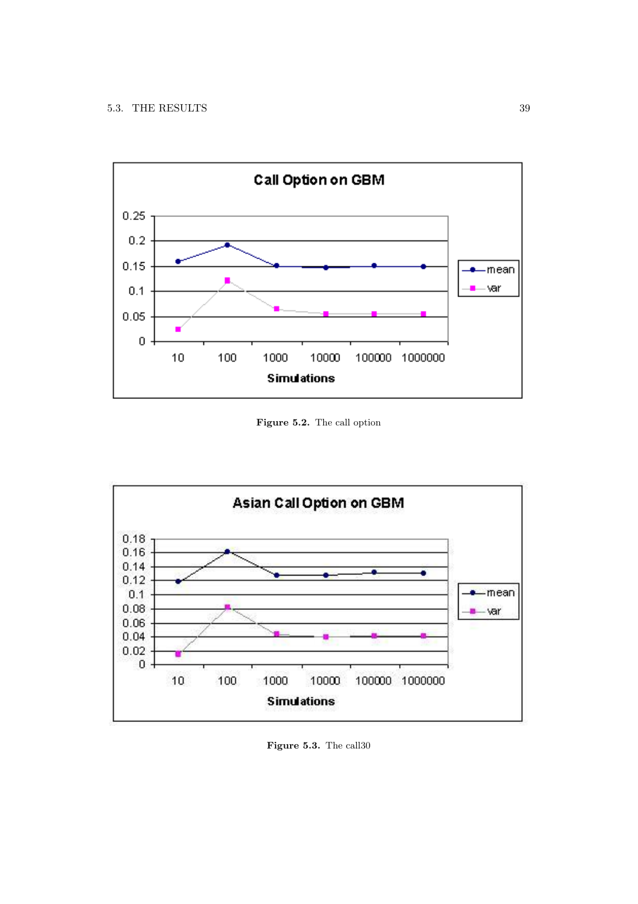Figure 5.2. The call option

Figure 5.3. The call30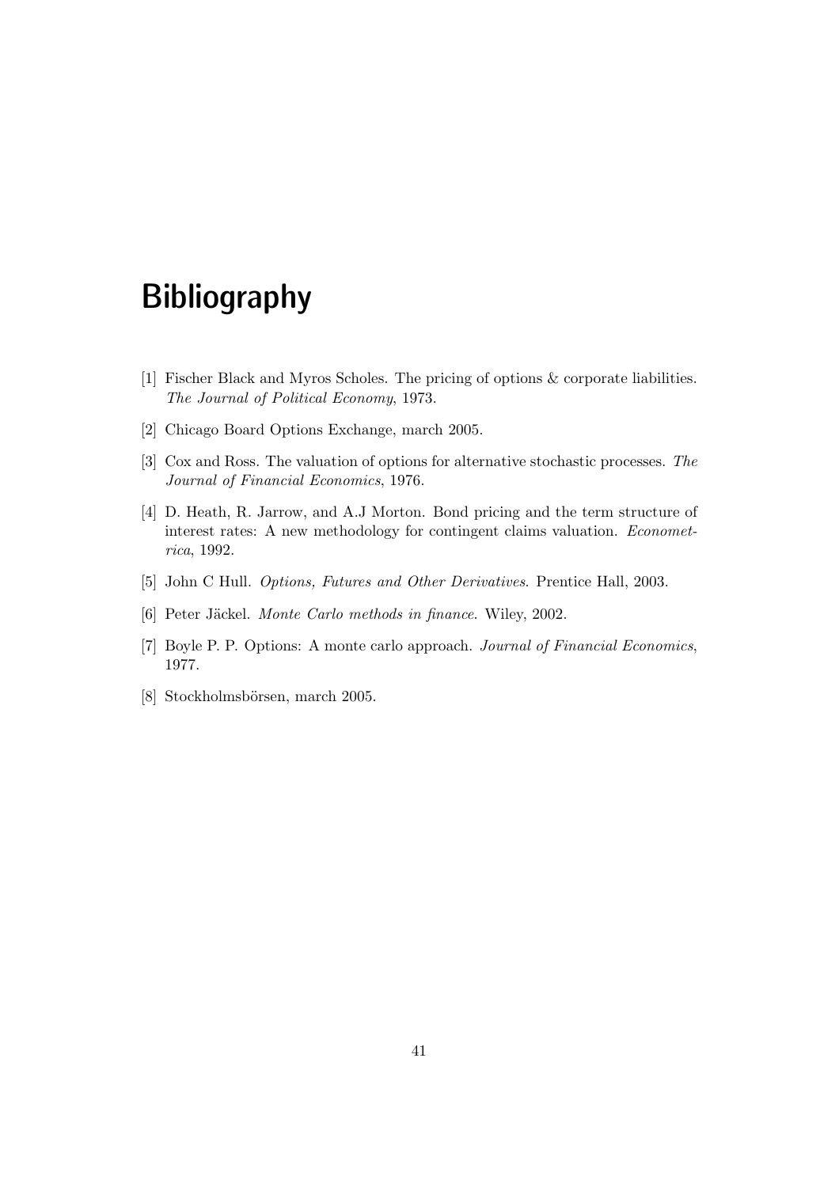# Bibliography

[1] Fischer Black and Myros Scholes. The pricing of options & corporate liabilities. *The Journal of Political Economy*, 1973.

[2] Chicago Board Options Exchange, march 2005.

[3] Cox and Ross. The valuation of options for alternative stochastic processes. *The Journal of Financial Economics*, 1976.

[4] D. Heath, R. Jarrow, and A.J Morton. Bond pricing and the term structure of interest rates: A new methodology for contingent claims valuation. *Econometrica*, 1992.

[5] John C Hull. *Options, Futures and Other Derivatives*. Prentice Hall, 2003.

[6] Peter Jäckel. *Monte Carlo methods in finance*. Wiley, 2002.

[7] Boyle P. P. Options: A monte carlo approach. *Journal of Financial Economics*, 1977.

[8] Stockholmsbörsen, march 2005.